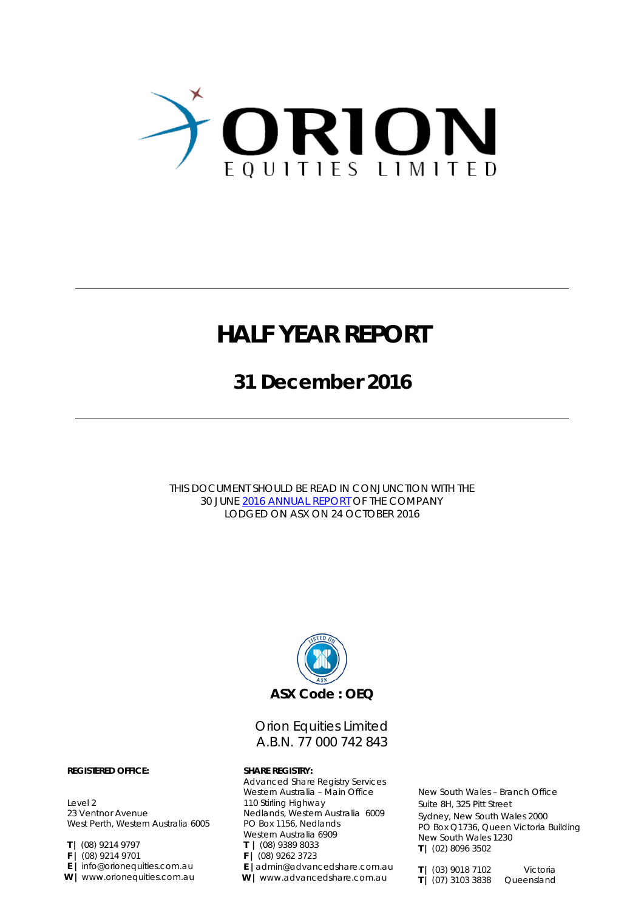# HALF YEAR REPORT

## 31 December 2016

THIS DOCUMENT SHOULD BE READ IN CONJUNCTION WITH THE 30 JUNE 2016 ANNUAL REPORT OF THE COMPANY LODGED ON ASX ON 24 OCTOBER 2016

**ASX Code : OEQ**

Orion Equities Limited
A.B.N. 77 000 742 843

**REGISTERED OFFICE:**

Level 2
23 Ventnor Avenue
West Perth, Western Australia 6005

**T |** (08) 9214 9797
**F |** (08) 9214 9701
**E |** info@orionequities.com.au
**W |** www.orionequities.com.au

**SHARE REGISTRY:**

Advanced Share Registry Services
Western Australia – Main Office
110 Stirling Highway
Nedlands, Western Australia 6009
PO Box 1156, Nedlands
Western Australia 6909
**T |** (08) 9389 8033
**F |** (08) 9262 3723
**E |** admin@advancedshare.com.au
**W |** www.advancedshare.com.au

New South Wales – Branch Office
Suite 8H, 325 Pitt Street
Sydney, New South Wales 2000
PO Box Q1736, Queen Victoria Building
New South Wales 1230
**T |** (02) 8096 3502

**T |** (03) 9018 7102 Victoria
**T |** (07) 3103 3838 Queensland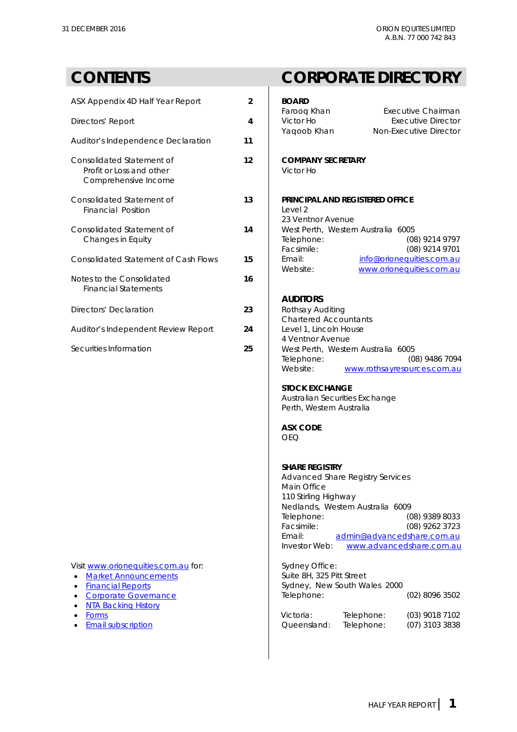# CONTENTS

| | |
|---|---|
| ASX Appendix 4D Half Year Report | 2 |
| Directors' Report | 4 |
| Auditor's Independence Declaration | 11 |
| Consolidated Statement of Profit or Loss and other Comprehensive Income | 12 |
| Consolidated Statement of Financial Position | 13 |
| Consolidated Statement of Changes in Equity | 14 |
| Consolidated Statement of Cash Flows | 15 |
| Notes to the Consolidated Financial Statements | 16 |
| Directors' Declaration | 23 |
| Auditor's Independent Review Report | 24 |
| Securities Information | 25 |

Visit www.orionequities.com.au for:

- Market Announcements
- Financial Reports
- Corporate Governance
- NTA Backing History
- Forms
- Email subscription

# CORPORATE DIRECTORY

**BOARD**

| | |
|---|---|
| Farooq Khan | Executive Chairman |
| Victor Ho | Executive Director |
| Yaqoob Khan | Non-Executive Director |

**COMPANY SECRETARY**

Victor Ho

**PRINCIPAL AND REGISTERED OFFICE**

Level 2
23 Ventnor Avenue
West Perth, Western Australia 6005
Telephone: (08) 9214 9797
Facsimile: (08) 9214 9701
Email: info@orionequities.com.au
Website: www.orionequities.com.au

**AUDITORS**

Rothsay Auditing
Chartered Accountants
Level 1, Lincoln House
4 Ventnor Avenue
West Perth, Western Australia 6005
Telephone: (08) 9486 7094
Website: www.rothsayresources.com.au

**STOCK EXCHANGE**

Australian Securities Exchange
Perth, Western Australia

**ASX CODE**

OEQ

**SHARE REGISTRY**

Advanced Share Registry Services
Main Office
110 Stirling Highway
Nedlands, Western Australia 6009
Telephone: (08) 9389 8033
Facsimile: (08) 9262 3723
Email: admin@advancedshare.com.au
Investor Web: www.advancedshare.com.au

Sydney Office:
Suite 8H, 325 Pitt Street
Sydney, New South Wales 2000
Telephone: (02) 8096 3502

Victoria: Telephone: (03) 9018 7102
Queensland: Telephone: (07) 3103 3838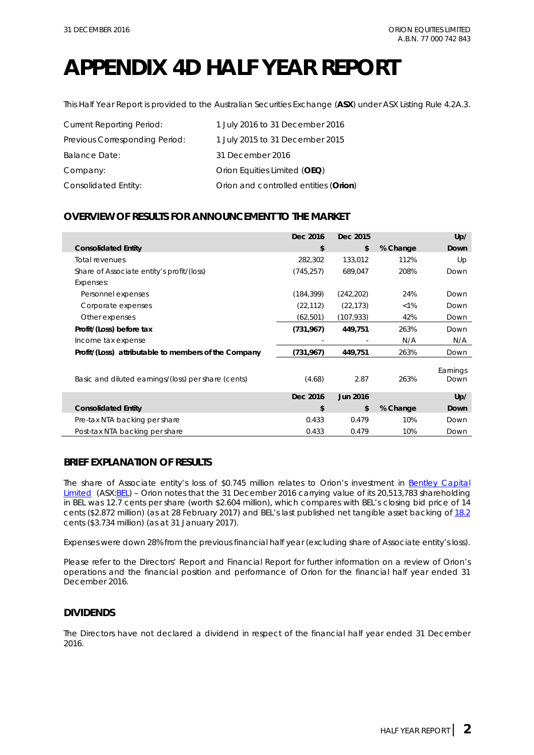# APPENDIX 4D HALF YEAR REPORT

This Half Year Report is provided to the Australian Securities Exchange (**ASX**) under ASX Listing Rule 4.2A.3.

| | |
|---|---|
| Current Reporting Period: | 1 July 2016 to 31 December 2016 |
| Previous Corresponding Period: | 1 July 2015 to 31 December 2015 |
| Balance Date: | 31 December 2016 |
| Company: | Orion Equities Limited (**OEQ**) |
| Consolidated Entity: | Orion and controlled entities (**Orion**) |

## OVERVIEW OF RESULTS FOR ANNOUNCEMENT TO THE MARKET

| **Consolidated Entity** | **Dec 2016 $** | **Dec 2015 $** | **% Change** | **Up/ Down** |
|---|---|---|---|---|
| Total revenues | 282,302 | 133,012 | 112% | Up |
| Share of Associate entity's profit/(loss) | (745,257) | 689,047 | 208% | Down |
| Expenses: | | | | |
| Personnel expenses | (184,399) | (242,202) | 24% | Down |
| Corporate expenses | (22,112) | (22,173) | <1% | Down |
| Other expenses | (62,501) | (107,933) | 42% | Down |
| **Profit/(Loss) before tax** | **(731,967)** | **449,751** | 263% | Down |
| Income tax expense | - | - | N/A | N/A |
| **Profit/(Loss) attributable to members of the Company** | **(731,967)** | **449,751** | 263% | Down |
| Basic and diluted earnings/(loss) per share (cents) | (4.68) | 2.87 | 263% | Earnings Down |

| **Consolidated Entity** | **Dec 2016 $** | **Jun 2016 $** | **% Change** | **Up/ Down** |
|---|---|---|---|---|
| Pre-tax NTA backing per share | 0.433 | 0.479 | 10% | Down |
| Post-tax NTA backing per share | 0.433 | 0.479 | 10% | Down |

## BRIEF EXPLANATION OF RESULTS

The share of Associate entity's loss of $0.745 million relates to Orion's investment in Bentley Capital Limited (ASX:BEL) – Orion notes that the 31 December 2016 carrying value of its 20,513,783 shareholding in BEL was 12.7 cents per share (worth $2.604 million), which compares with BEL's closing bid price of 14 cents ($2.872 million) (as at 28 February 2017) and BEL's last published net tangible asset backing of 18.2 cents ($3.734 million) (as at 31 January 2017).

Expenses were down 28% from the previous financial half year (excluding share of Associate entity's loss).

Please refer to the Directors' Report and Financial Report for further information on a review of Orion's operations and the financial position and performance of Orion for the financial half year ended 31 December 2016.

## DIVIDENDS

The Directors have not declared a dividend in respect of the financial half year ended 31 December 2016.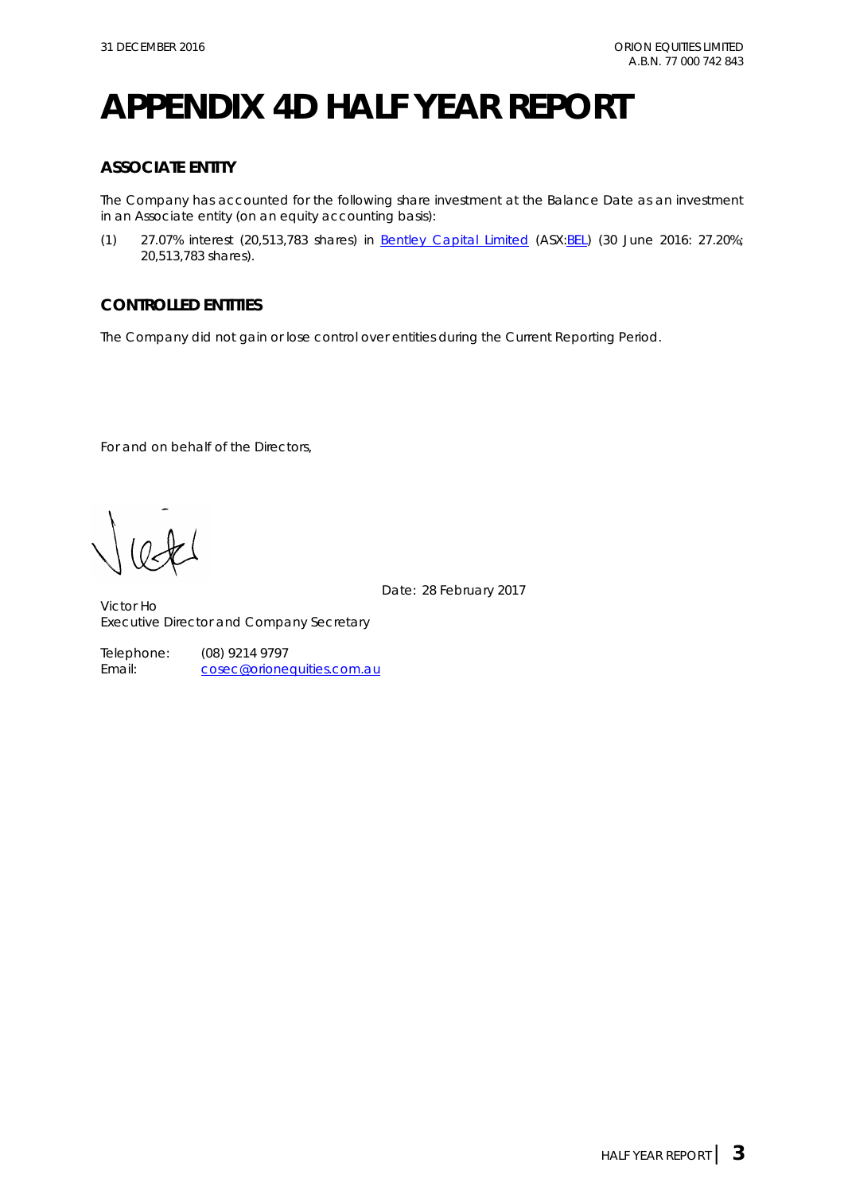# APPENDIX 4D HALF YEAR REPORT

## ASSOCIATE ENTITY

The Company has accounted for the following share investment at the Balance Date as an investment in an Associate entity (on an equity accounting basis):

(1) 27.07% interest (20,513,783 shares) in Bentley Capital Limited (ASX:BEL) (30 June 2016: 27.20%; 20,513,783 shares).

## CONTROLLED ENTITIES

The Company did not gain or lose control over entities during the Current Reporting Period.

For and on behalf of the Directors,

Date: 28 February 2017

Victor Ho
Executive Director and Company Secretary

Telephone: (08) 9214 9797
Email: cosec@orionequities.com.au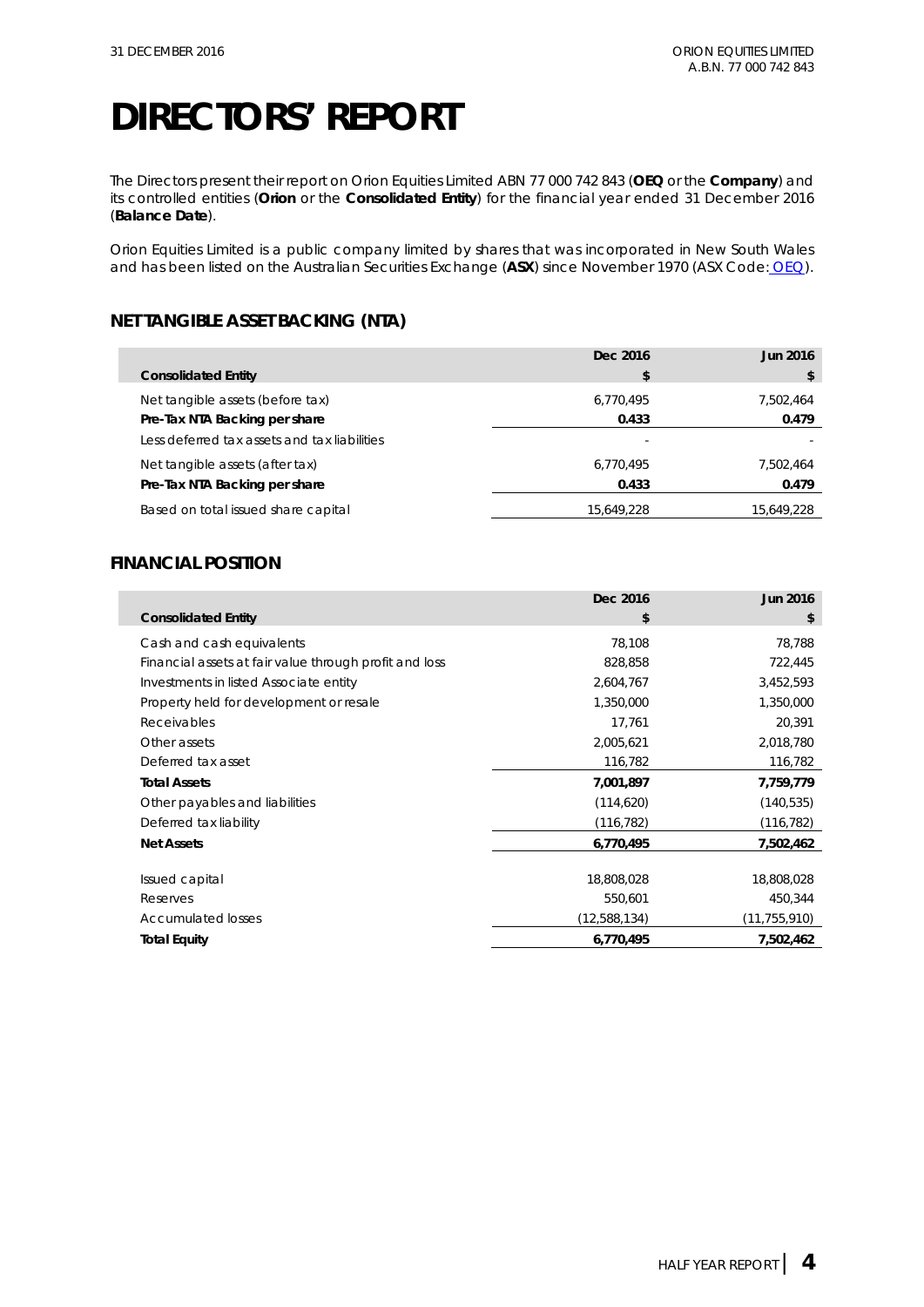# DIRECTORS' REPORT

The Directors present their report on Orion Equities Limited ABN 77 000 742 843 (**OEQ** or the **Company**) and its controlled entities (**Orion** or the **Consolidated Entity**) for the financial year ended 31 December 2016 (**Balance Date**).

Orion Equities Limited is a public company limited by shares that was incorporated in New South Wales and has been listed on the Australian Securities Exchange (**ASX**) since November 1970 (ASX Code: OEQ).

## NET TANGIBLE ASSET BACKING (NTA)

| Consolidated Entity | Dec 2016 $ | Jun 2016 $ |
|---|---|---|
| Net tangible assets (before tax) | 6,770,495 | 7,502,464 |
| **Pre-Tax NTA Backing per share** | **0.433** | **0.479** |
| Less deferred tax assets and tax liabilities | - | - |
| Net tangible assets (after tax) | 6,770,495 | 7,502,464 |
| **Pre-Tax NTA Backing per share** | **0.433** | **0.479** |
| Based on total issued share capital | 15,649,228 | 15,649,228 |

## FINANCIAL POSITION

| Consolidated Entity | Dec 2016 $ | Jun 2016 $ |
|---|---|---|
| Cash and cash equivalents | 78,108 | 78,788 |
| Financial assets at fair value through profit and loss | 828,858 | 722,445 |
| Investments in listed Associate entity | 2,604,767 | 3,452,593 |
| Property held for development or resale | 1,350,000 | 1,350,000 |
| Receivables | 17,761 | 20,391 |
| Other assets | 2,005,621 | 2,018,780 |
| Deferred tax asset | 116,782 | 116,782 |
| **Total Assets** | **7,001,897** | **7,759,779** |
| Other payables and liabilities | (114,620) | (140,535) |
| Deferred tax liability | (116,782) | (116,782) |
| **Net Assets** | **6,770,495** | **7,502,462** |
| | | |
| Issued capital | 18,808,028 | 18,808,028 |
| Reserves | 550,601 | 450,344 |
| Accumulated losses | (12,588,134) | (11,755,910) |
| **Total Equity** | **6,770,495** | **7,502,462** |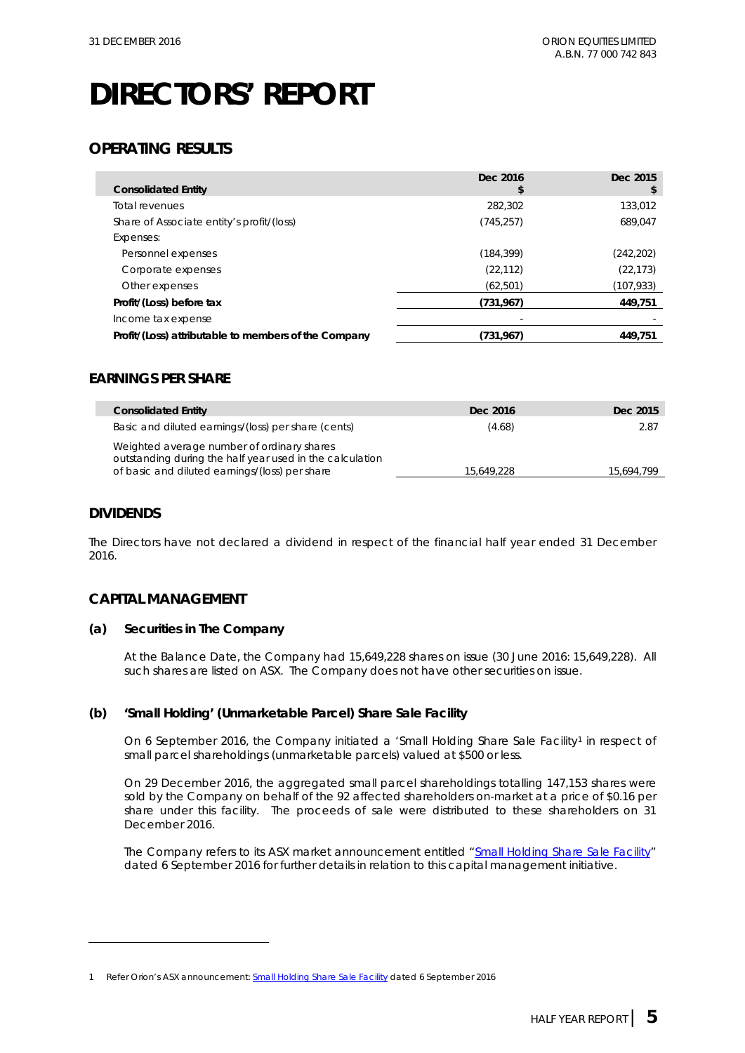# DIRECTORS' REPORT

## OPERATING RESULTS

| Consolidated Entity | Dec 2016 $ | Dec 2015 $ |
|---|---|---|
| Total revenues | 282,302 | 133,012 |
| Share of Associate entity's profit/(loss) | (745,257) | 689,047 |
| Expenses: | | |
| Personnel expenses | (184,399) | (242,202) |
| Corporate expenses | (22,112) | (22,173) |
| Other expenses | (62,501) | (107,933) |
| **Profit/(Loss) before tax** | **(731,967)** | **449,751** |
| Income tax expense | - | - |
| **Profit/(Loss) attributable to members of the Company** | **(731,967)** | **449,751** |

## EARNINGS PER SHARE

| Consolidated Entity | Dec 2016 | Dec 2015 |
|---|---|---|
| Basic and diluted earnings/(loss) per share (cents) | (4.68) | 2.87 |
| Weighted average number of ordinary shares outstanding during the half year used in the calculation of basic and diluted earnings/(loss) per share | 15,649,228 | 15,694,799 |

## DIVIDENDS

The Directors have not declared a dividend in respect of the financial half year ended 31 December 2016.

## CAPITAL MANAGEMENT

### (a) Securities in The Company

At the Balance Date, the Company had 15,649,228 shares on issue (30 June 2016: 15,649,228). All such shares are listed on ASX. The Company does not have other securities on issue.

### (b) 'Small Holding' (Unmarketable Parcel) Share Sale Facility

On 6 September 2016, the Company initiated a 'Small Holding Share Sale Facility[1] in respect of small parcel shareholdings (unmarketable parcels) valued at $500 or less.

On 29 December 2016, the aggregated small parcel shareholdings totalling 147,153 shares were sold by the Company on behalf of the 92 affected shareholders on-market at a price of $0.16 per share under this facility. The proceeds of sale were distributed to these shareholders on 31 December 2016.

The Company refers to its ASX market announcement entitled "Small Holding Share Sale Facility" dated 6 September 2016 for further details in relation to this capital management initiative.

---

1 Refer Orion's ASX announcement: Small Holding Share Sale Facility dated 6 September 2016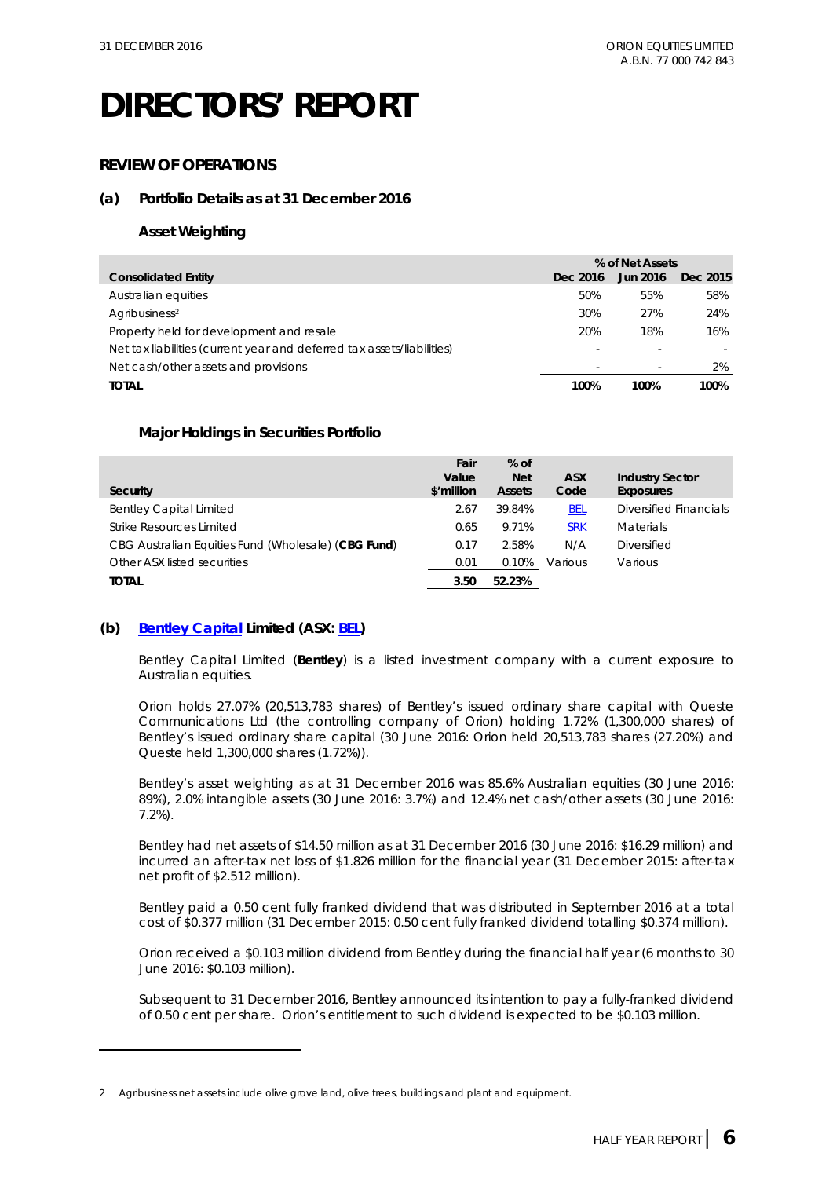# DIRECTORS' REPORT

## REVIEW OF OPERATIONS

### (a) Portfolio Details as at 31 December 2016

#### Asset Weighting

| Consolidated Entity | % of Net Assets | | |
|---|---|---|---|
| | Dec 2016 | Jun 2016 | Dec 2015 |
| Australian equities | 50% | 55% | 58% |
| Agribusiness[2] | 30% | 27% | 24% |
| Property held for development and resale | 20% | 18% | 16% |
| Net tax liabilities (current year and deferred tax assets/liabilities) | - | - | - |
| Net cash/other assets and provisions | - | - | 2% |
| **TOTAL** | **100%** | **100%** | **100%** |

#### Major Holdings in Securities Portfolio

| Security | Fair Value $'million | % of Net Assets | ASX Code | Industry Sector Exposures |
|---|---|---|---|---|
| Bentley Capital Limited | 2.67 | 39.84% | BEL | Diversified Financials |
| Strike Resources Limited | 0.65 | 9.71% | SRK | Materials |
| CBG Australian Equities Fund (Wholesale) (**CBG Fund**) | 0.17 | 2.58% | N/A | Diversified |
| Other ASX listed securities | 0.01 | 0.10% | Various | Various |
| **TOTAL** | **3.50** | **52.23%** | | |

### (b) Bentley Capital Limited (ASX: BEL)

Bentley Capital Limited (**Bentley**) is a listed investment company with a current exposure to Australian equities.

Orion holds 27.07% (20,513,783 shares) of Bentley's issued ordinary share capital with Queste Communications Ltd (the controlling company of Orion) holding 1.72% (1,300,000 shares) of Bentley's issued ordinary share capital (30 June 2016: Orion held 20,513,783 shares (27.20%) and Queste held 1,300,000 shares (1.72%)).

Bentley's asset weighting as at 31 December 2016 was 85.6% Australian equities (30 June 2016: 89%), 2.0% intangible assets (30 June 2016: 3.7%) and 12.4% net cash/other assets (30 June 2016: 7.2%).

Bentley had net assets of $14.50 million as at 31 December 2016 (30 June 2016: $16.29 million) and incurred an after-tax net loss of $1.826 million for the financial year (31 December 2015: after-tax net profit of $2.512 million).

Bentley paid a 0.50 cent fully franked dividend that was distributed in September 2016 at a total cost of $0.377 million (31 December 2015: 0.50 cent fully franked dividend totalling $0.374 million).

Orion received a $0.103 million dividend from Bentley during the financial half year (6 months to 30 June 2016: $0.103 million).

Subsequent to 31 December 2016, Bentley announced its intention to pay a fully-franked dividend of 0.50 cent per share. Orion's entitlement to such dividend is expected to be $0.103 million.

---

2 Agribusiness net assets include olive grove land, olive trees, buildings and plant and equipment.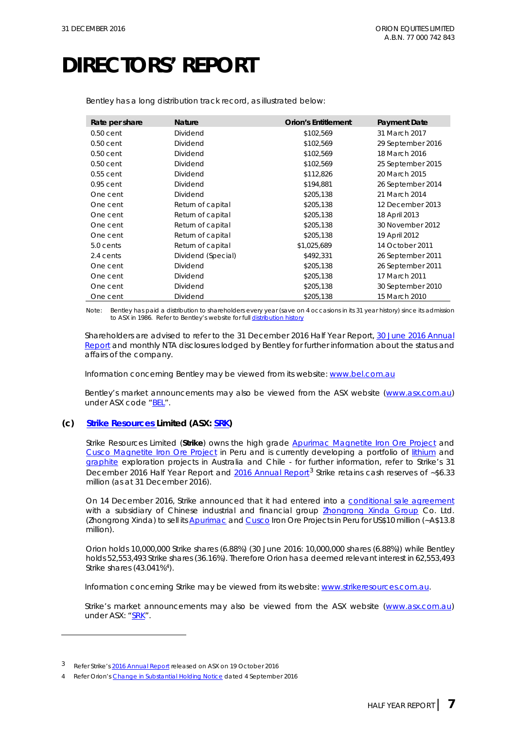# DIRECTORS' REPORT

Bentley has a long distribution track record, as illustrated below:

| Rate per share | Nature | Orion's Entitlement | Payment Date |
|---|---|---|---|
| 0.50 cent | Dividend | $102,569 | 31 March 2017 |
| 0.50 cent | Dividend | $102,569 | 29 September 2016 |
| 0.50 cent | Dividend | $102,569 | 18 March 2016 |
| 0.50 cent | Dividend | $102,569 | 25 September 2015 |
| 0.55 cent | Dividend | $112,826 | 20 March 2015 |
| 0.95 cent | Dividend | $194,881 | 26 September 2014 |
| One cent | Dividend | $205,138 | 21 March 2014 |
| One cent | Return of capital | $205,138 | 12 December 2013 |
| One cent | Return of capital | $205,138 | 18 April 2013 |
| One cent | Return of capital | $205,138 | 30 November 2012 |
| One cent | Return of capital | $205,138 | 19 April 2012 |
| 5.0 cents | Return of capital | $1,025,689 | 14 October 2011 |
| 2.4 cents | Dividend (Special) | $492,331 | 26 September 2011 |
| One cent | Dividend | $205,138 | 26 September 2011 |
| One cent | Dividend | $205,138 | 17 March 2011 |
| One cent | Dividend | $205,138 | 30 September 2010 |
| One cent | Dividend | $205,138 | 15 March 2010 |

Note: Bentley has paid a distribution to shareholders every year (save on 4 occasions in its 31 year history) since its admission to ASX in 1986. Refer to Bentley's website for full distribution history

Shareholders are advised to refer to the 31 December 2016 Half Year Report, 30 June 2016 Annual Report and monthly NTA disclosures lodged by Bentley for further information about the status and affairs of the company.

Information concerning Bentley may be viewed from its website: www.bel.com.au

Bentley's market announcements may also be viewed from the ASX website (www.asx.com.au) under ASX code "BEL".

### (c) Strike Resources Limited (ASX: SRK)

Strike Resources Limited (**Strike**) owns the high grade Apurimac Magnetite Iron Ore Project and Cusco Magnetite Iron Ore Project in Peru and is currently developing a portfolio of lithium and graphite exploration projects in Australia and Chile - for further information, refer to Strike's 31 December 2016 Half Year Report and 2016 Annual Report[3] Strike retains cash reserves of ~$6.33 million (as at 31 December 2016).

On 14 December 2016, Strike announced that it had entered into a conditional sale agreement with a subsidiary of Chinese industrial and financial group Zhongrong Xinda Group Co. Ltd. (Zhongrong Xinda) to sell its Apurimac and Cusco Iron Ore Projects in Peru for US$10 million (~A$13.8 million).

Orion holds 10,000,000 Strike shares (6.88%) (30 June 2016: 10,000,000 shares (6.88%)) while Bentley holds 52,553,493 Strike shares (36.16%). Therefore Orion has a deemed relevant interest in 62,553,493 Strike shares (43.041%[4]).

Information concerning Strike may be viewed from its website: www.strikeresources.com.au.

Strike's market announcements may also be viewed from the ASX website (www.asx.com.au) under ASX: "SRK".

---

[3] Refer Strike's 2016 Annual Report released on ASX on 19 October 2016

[4] Refer Orion's Change in Substantial Holding Notice dated 4 September 2016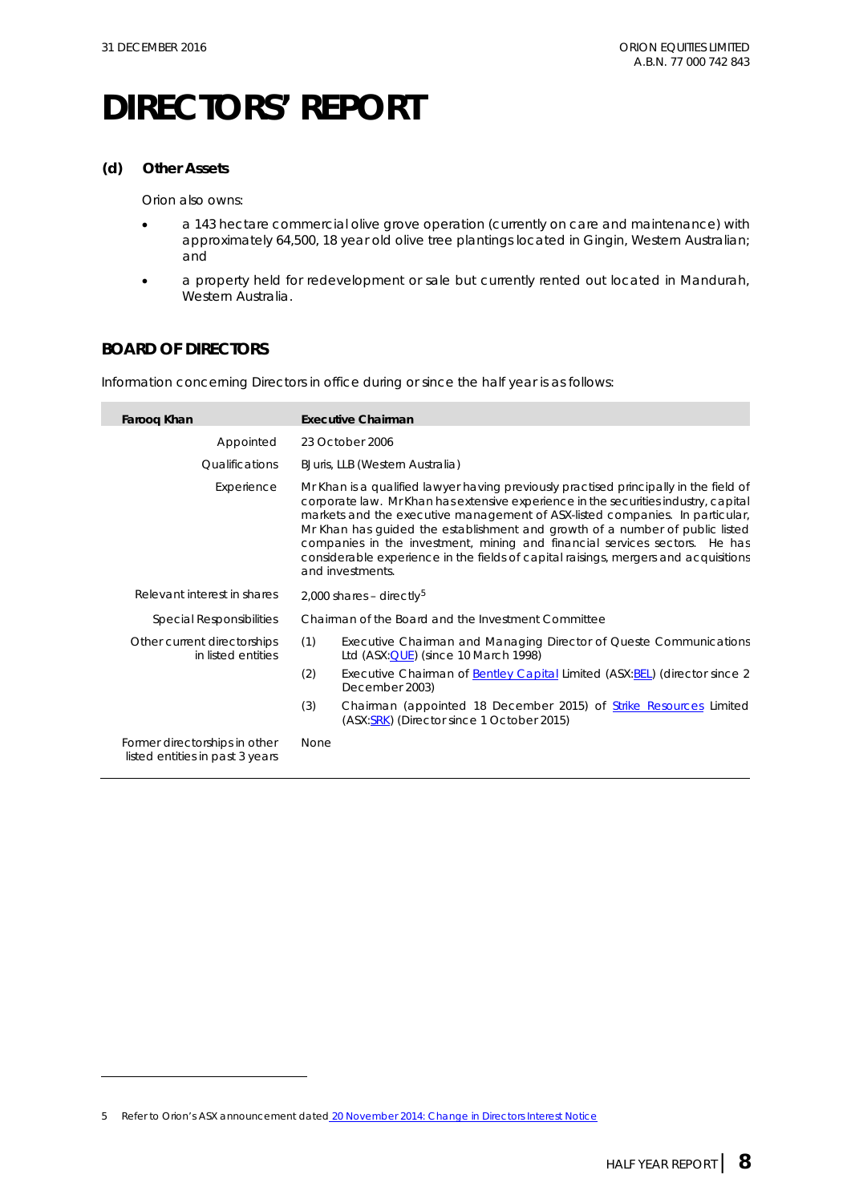# DIRECTORS' REPORT

### (d) Other Assets

Orion also owns:

- a 143 hectare commercial olive grove operation (currently on care and maintenance) with approximately 64,500, 18 year old olive tree plantings located in Gingin, Western Australian; and
- a property held for redevelopment or sale but currently rented out located in Mandurah, Western Australia.

## BOARD OF DIRECTORS

Information concerning Directors in office during or since the half year is as follows:

| **Farooq Khan** | **Executive Chairman** |
|---|---|
| Appointed | 23 October 2006 |
| Qualifications | BJuris, LLB (Western Australia) |
| Experience | Mr Khan is a qualified lawyer having previously practised principally in the field of corporate law. Mr Khan has extensive experience in the securities industry, capital markets and the executive management of ASX-listed companies. In particular, Mr Khan has guided the establishment and growth of a number of public listed companies in the investment, mining and financial services sectors. He has considerable experience in the fields of capital raisings, mergers and acquisitions and investments. |
| Relevant interest in shares | 2,000 shares – directly[5] |
| Special Responsibilities | Chairman of the Board and the Investment Committee |
| Other current directorships in listed entities | (1) Executive Chairman and Managing Director of Queste Communications Ltd (ASX:QUE) (since 10 March 1998)<br>(2) Executive Chairman of Bentley Capital Limited (ASX:BEL) (director since 2 December 2003)<br>(3) Chairman (appointed 18 December 2015) of Strike Resources Limited (ASX:SRK) (Director since 1 October 2015) |
| Former directorships in other listed entities in past 3 years | None |

5 Refer to Orion's ASX announcement dated 20 November 2014: Change in Directors Interest Notice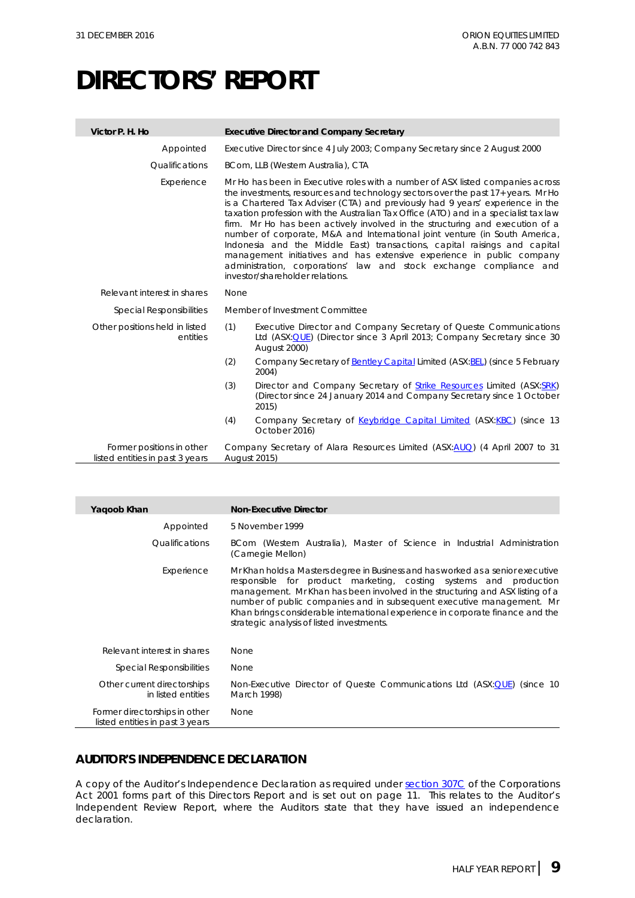# DIRECTORS' REPORT

| Victor P. H. Ho | Executive Director and Company Secretary |
|---|---|
| Appointed | Executive Director since 4 July 2003; Company Secretary since 2 August 2000 |
| Qualifications | BCom, LLB (Western Australia), CTA |
| Experience | Mr Ho has been in Executive roles with a number of ASX listed companies across the investments, resources and technology sectors over the past 17+ years. Mr Ho is a Chartered Tax Adviser (CTA) and previously had 9 years' experience in the taxation profession with the Australian Tax Office (ATO) and in a specialist tax law firm. Mr Ho has been actively involved in the structuring and execution of a number of corporate, M&A and International joint venture (in South America, Indonesia and the Middle East) transactions, capital raisings and capital management initiatives and has extensive experience in public company administration, corporations' law and stock exchange compliance and investor/shareholder relations. |
| Relevant interest in shares | None |
| Special Responsibilities | Member of Investment Committee |
| Other positions held in listed entities | (1) Executive Director and Company Secretary of Queste Communications Ltd (ASX:QUE) (Director since 3 April 2013; Company Secretary since 30 August 2000)<br>(2) Company Secretary of Bentley Capital Limited (ASX:BEL) (since 5 February 2004)<br>(3) Director and Company Secretary of Strike Resources Limited (ASX:SRK) (Director since 24 January 2014 and Company Secretary since 1 October 2015)<br>(4) Company Secretary of Keybridge Capital Limited (ASX:KBC) (since 13 October 2016) |
| Former positions in other listed entities in past 3 years | Company Secretary of Alara Resources Limited (ASX:AUQ) (4 April 2007 to 31 August 2015) |

| Yaqoob Khan | Non-Executive Director |
|---|---|
| Appointed | 5 November 1999 |
| Qualifications | BCom (Western Australia), Master of Science in Industrial Administration (Carnegie Mellon) |
| Experience | Mr Khan holds a Masters degree in Business and has worked as a senior executive responsible for product marketing, costing systems and production management. Mr Khan has been involved in the structuring and ASX listing of a number of public companies and in subsequent executive management. Mr Khan brings considerable international experience in corporate finance and the strategic analysis of listed investments. |
| Relevant interest in shares | None |
| Special Responsibilities | None |
| Other current directorships in listed entities | Non-Executive Director of Queste Communications Ltd (ASX:QUE) (since 10 March 1998) |
| Former directorships in other listed entities in past 3 years | None |

## AUDITOR'S INDEPENDENCE DECLARATION

A copy of the Auditor's Independence Declaration as required under section 307C of the Corporations Act 2001 forms part of this Directors Report and is set out on page 11. This relates to the Auditor's Independent Review Report, where the Auditors state that they have issued an independence declaration.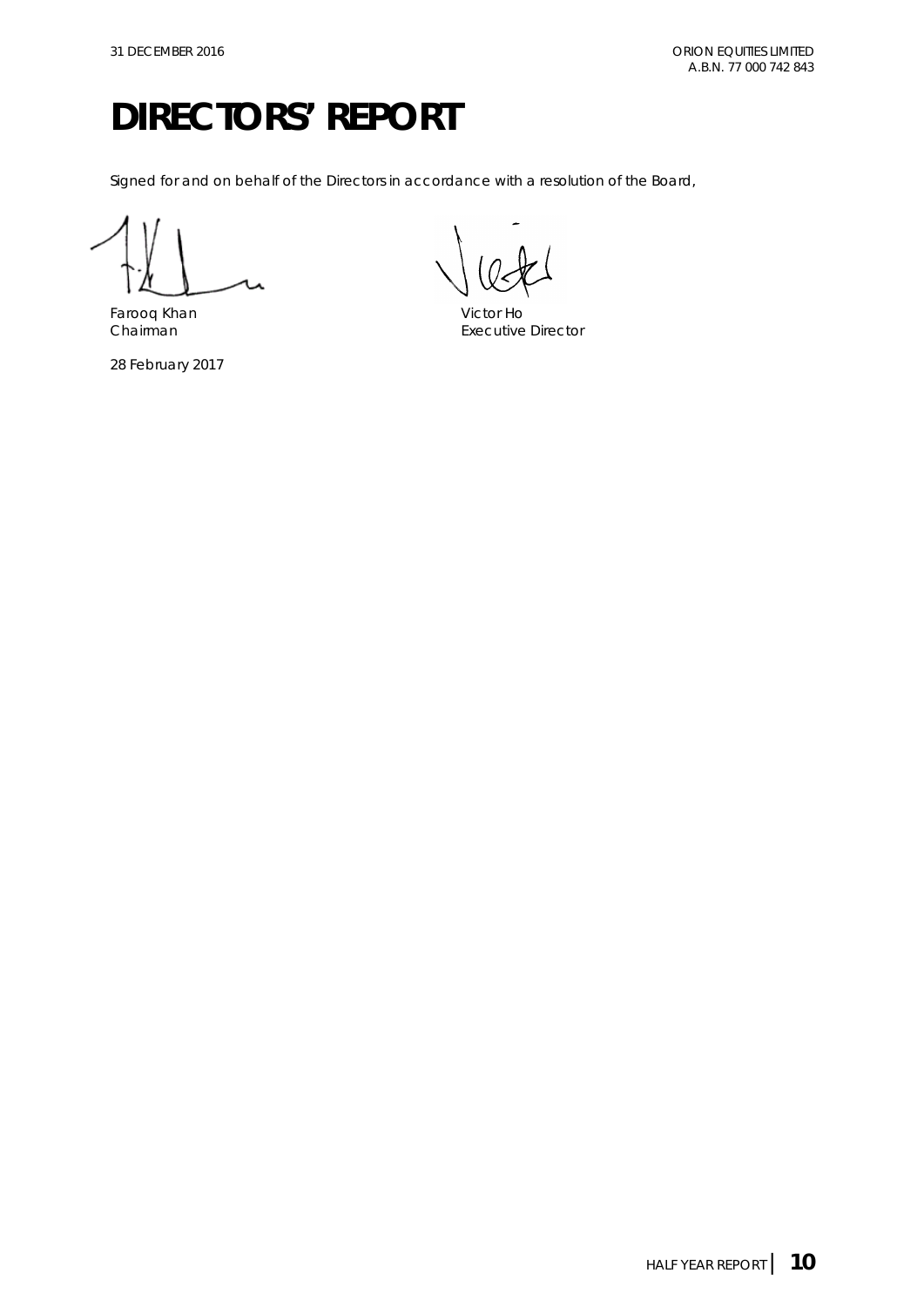# DIRECTORS' REPORT

Signed for and on behalf of the Directors in accordance with a resolution of the Board,

Farooq Khan
Chairman

Victor Ho
Executive Director

28 February 2017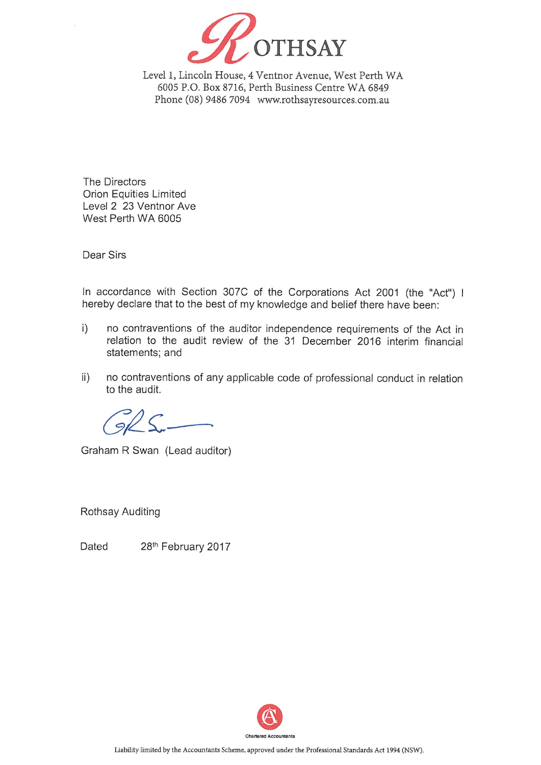# ROTHSAY

Level 1, Lincoln House, 4 Ventnor Avenue, West Perth WA 6005 P.O. Box 8716, Perth Business Centre WA 6849
Phone (08) 9486 7094 www.rothsayresources.com.au

The Directors
Orion Equities Limited
Level 2 23 Ventnor Ave
West Perth WA 6005

Dear Sirs

In accordance with Section 307C of the Corporations Act 2001 (the "Act") I hereby declare that to the best of my knowledge and belief there have been:

i) no contraventions of the auditor independence requirements of the Act in relation to the audit review of the 31 December 2016 interim financial statements; and

ii) no contraventions of any applicable code of professional conduct in relation to the audit.

Graham R Swan (Lead auditor)

Rothsay Auditing

Dated 28th February 2017

Chartered Accountants

Liability limited by the Accountants Scheme, approved under the Professional Standards Act 1994 (NSW).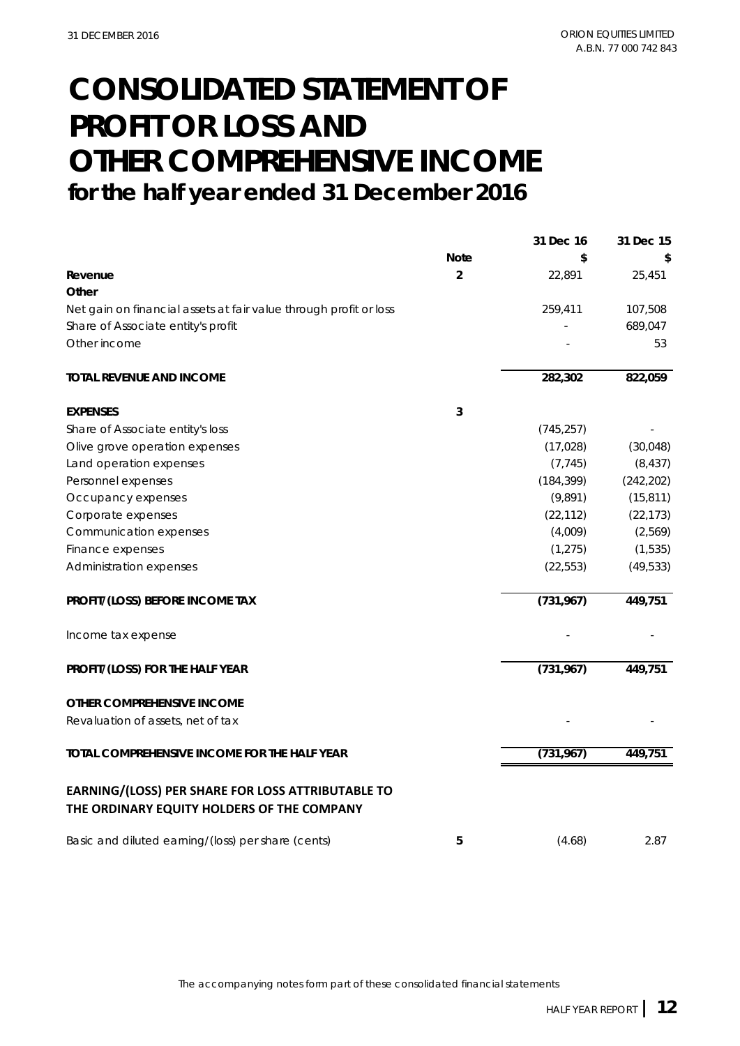# CONSOLIDATED STATEMENT OF PROFIT OR LOSS AND OTHER COMPREHENSIVE INCOME

## for the half year ended 31 December 2016

| | Note | 31 Dec 16 | 31 Dec 15 |
|---|---|---|---|
| | | $ | $ |
| **Revenue** | 2 | 22,891 | 25,451 |
| **Other** | | | |
| Net gain on financial assets at fair value through profit or loss | | 259,411 | 107,508 |
| Share of Associate entity's profit | | - | 689,047 |
| Other income | | - | 53 |
| **TOTAL REVENUE AND INCOME** | | **282,302** | **822,059** |
| **EXPENSES** | 3 | | |
| Share of Associate entity's loss | | (745,257) | - |
| Olive grove operation expenses | | (17,028) | (30,048) |
| Land operation expenses | | (7,745) | (8,437) |
| Personnel expenses | | (184,399) | (242,202) |
| Occupancy expenses | | (9,891) | (15,811) |
| Corporate expenses | | (22,112) | (22,173) |
| Communication expenses | | (4,009) | (2,569) |
| Finance expenses | | (1,275) | (1,535) |
| Administration expenses | | (22,553) | (49,533) |
| **PROFIT/(LOSS) BEFORE INCOME TAX** | | **(731,967)** | **449,751** |
| Income tax expense | | - | - |
| **PROFIT/(LOSS) FOR THE HALF YEAR** | | **(731,967)** | **449,751** |
| **OTHER COMPREHENSIVE INCOME** | | | |
| Revaluation of assets, net of tax | | - | - |
| **TOTAL COMPREHENSIVE INCOME FOR THE HALF YEAR** | | **(731,967)** | **449,751** |
| **EARNING/(LOSS) PER SHARE FOR LOSS ATTRIBUTABLE TO THE ORDINARY EQUITY HOLDERS OF THE COMPANY** | | | |
| Basic and diluted earning/(loss) per share (cents) | 5 | (4.68) | 2.87 |

The accompanying notes form part of these consolidated financial statements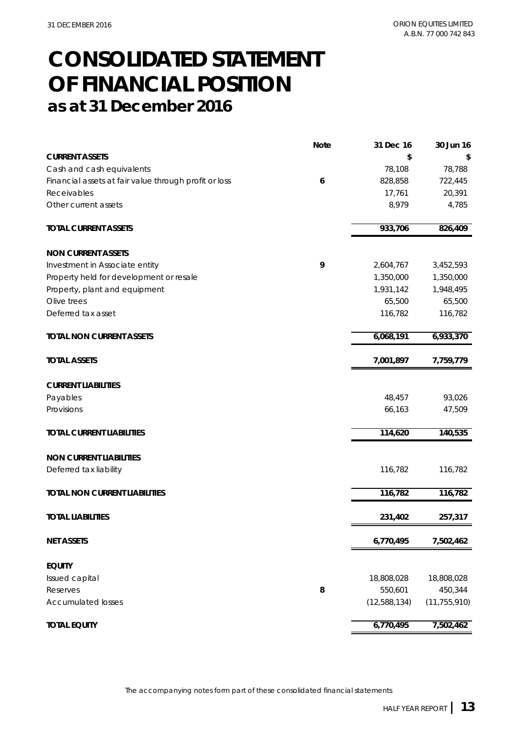# CONSOLIDATED STATEMENT OF FINANCIAL POSITION
## as at 31 December 2016

| | Note | 31 Dec 16 | 30 Jun 16 |
|---|---|---|---|
| **CURRENT ASSETS** | | $ | $ |
| Cash and cash equivalents | | 78,108 | 78,788 |
| Financial assets at fair value through profit or loss | 6 | 828,858 | 722,445 |
| Receivables | | 17,761 | 20,391 |
| Other current assets | | 8,979 | 4,785 |
| **TOTAL CURRENT ASSETS** | | **933,706** | **826,409** |
| **NON CURRENT ASSETS** | | | |
| Investment in Associate entity | 9 | 2,604,767 | 3,452,593 |
| Property held for development or resale | | 1,350,000 | 1,350,000 |
| Property, plant and equipment | | 1,931,142 | 1,948,495 |
| Olive trees | | 65,500 | 65,500 |
| Deferred tax asset | | 116,782 | 116,782 |
| **TOTAL NON CURRENT ASSETS** | | **6,068,191** | **6,933,370** |
| **TOTAL ASSETS** | | **7,001,897** | **7,759,779** |
| **CURRENT LIABILITIES** | | | |
| Payables | | 48,457 | 93,026 |
| Provisions | | 66,163 | 47,509 |
| **TOTAL CURRENT LIABILITIES** | | **114,620** | **140,535** |
| **NON CURRENT LIABILITIES** | | | |
| Deferred tax liability | | 116,782 | 116,782 |
| **TOTAL NON CURRENT LIABILITIES** | | **116,782** | **116,782** |
| **TOTAL LIABILITIES** | | **231,402** | **257,317** |
| **NET ASSETS** | | **6,770,495** | **7,502,462** |
| **EQUITY** | | | |
| Issued capital | | 18,808,028 | 18,808,028 |
| Reserves | 8 | 550,601 | 450,344 |
| Accumulated losses | | (12,588,134) | (11,755,910) |
| **TOTAL EQUITY** | | **6,770,495** | **7,502,462** |

The accompanying notes form part of these consolidated financial statements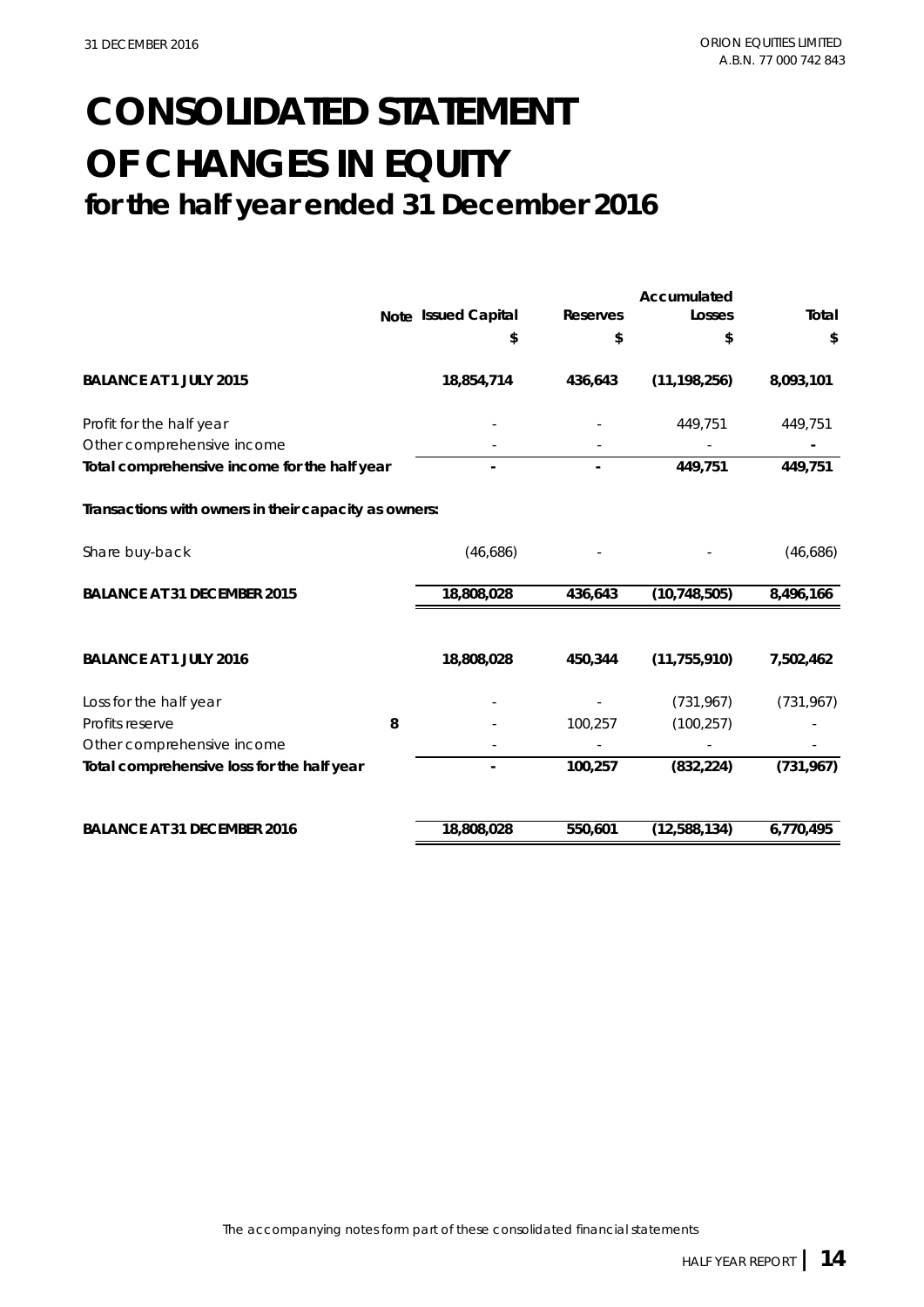# CONSOLIDATED STATEMENT OF CHANGES IN EQUITY
## for the half year ended 31 December 2016

| | Note | Issued Capital | Reserves | Accumulated Losses | Total |
|---|---|---|---|---|---|
| | | $ | $ | $ | $ |
| **BALANCE AT 1 JULY 2015** | | **18,854,714** | **436,643** | **(11,198,256)** | **8,093,101** |
| Profit for the half year | | - | - | 449,751 | 449,751 |
| Other comprehensive income | | - | - | - | - |
| **Total comprehensive income for the half year** | | **-** | **-** | **449,751** | **449,751** |
| **Transactions with owners in their capacity as owners:** | | | | | |
| Share buy-back | | (46,686) | - | - | (46,686) |
| **BALANCE AT 31 DECEMBER 2015** | | **18,808,028** | **436,643** | **(10,748,505)** | **8,496,166** |
| **BALANCE AT 1 JULY 2016** | | **18,808,028** | **450,344** | **(11,755,910)** | **7,502,462** |
| Loss for the half year | | - | - | (731,967) | (731,967) |
| Profits reserve | **8** | - | 100,257 | (100,257) | - |
| Other comprehensive income | | - | - | - | - |
| **Total comprehensive loss for the half year** | | **-** | **100,257** | **(832,224)** | **(731,967)** |
| **BALANCE AT 31 DECEMBER 2016** | | **18,808,028** | **550,601** | **(12,588,134)** | **6,770,495** |

*The accompanying notes form part of these consolidated financial statements*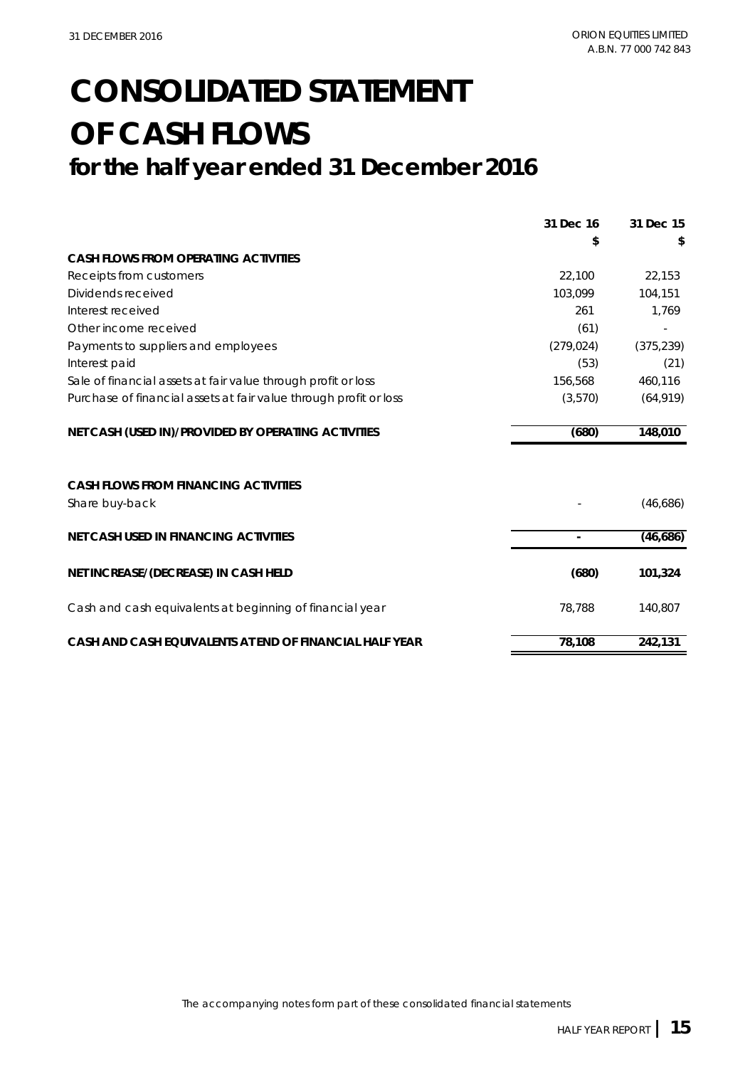# CONSOLIDATED STATEMENT OF CASH FLOWS

## for the half year ended 31 December 2016

| | 31 Dec 16 | 31 Dec 15 |
|---|---|---|
| | $ | $ |
| **CASH FLOWS FROM OPERATING ACTIVITIES** | | |
| Receipts from customers | 22,100 | 22,153 |
| Dividends received | 103,099 | 104,151 |
| Interest received | 261 | 1,769 |
| Other income received | (61) | - |
| Payments to suppliers and employees | (279,024) | (375,239) |
| Interest paid | (53) | (21) |
| Sale of financial assets at fair value through profit or loss | 156,568 | 460,116 |
| Purchase of financial assets at fair value through profit or loss | (3,570) | (64,919) |
| **NET CASH (USED IN)/PROVIDED BY OPERATING ACTIVITIES** | **(680)** | **148,010** |
| | | |
| **CASH FLOWS FROM FINANCING ACTIVITIES** | | |
| Share buy-back | - | (46,686) |
| **NET CASH USED IN FINANCING ACTIVITIES** | **-** | **(46,686)** |
| | | |
| **NET INCREASE/(DECREASE) IN CASH HELD** | **(680)** | **101,324** |
| | | |
| Cash and cash equivalents at beginning of financial year | 78,788 | 140,807 |
| | | |
| **CASH AND CASH EQUIVALENTS AT END OF FINANCIAL HALF YEAR** | **78,108** | **242,131** |

The accompanying notes form part of these consolidated financial statements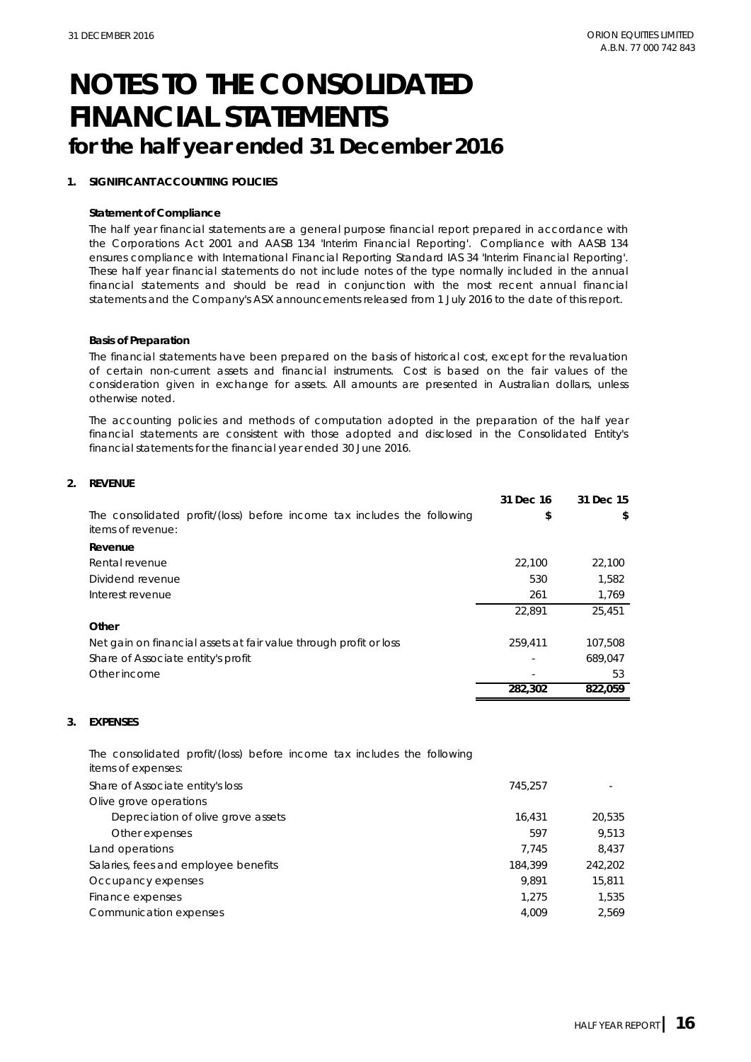# NOTES TO THE CONSOLIDATED FINANCIAL STATEMENTS

## for the half year ended 31 December 2016

### 1. SIGNIFICANT ACCOUNTING POLICIES

**Statement of Compliance**

The half year financial statements are a general purpose financial report prepared in accordance with the Corporations Act 2001 and AASB 134 'Interim Financial Reporting'. Compliance with AASB 134 ensures compliance with International Financial Reporting Standard IAS 34 'Interim Financial Reporting'. These half year financial statements do not include notes of the type normally included in the annual financial statements and should be read in conjunction with the most recent annual financial statements and the Company's ASX announcements released from 1 July 2016 to the date of this report.

**Basis of Preparation**

The financial statements have been prepared on the basis of historical cost, except for the revaluation of certain non-current assets and financial instruments. Cost is based on the fair values of the consideration given in exchange for assets. All amounts are presented in Australian dollars, unless otherwise noted.

The accounting policies and methods of computation adopted in the preparation of the half year financial statements are consistent with those adopted and disclosed in the Consolidated Entity's financial statements for the financial year ended 30 June 2016.

### 2. REVENUE

| | 31 Dec 16 | 31 Dec 15 |
|---|---|---|
| The consolidated profit/(loss) before income tax includes the following items of revenue: | $ | $ |
| **Revenue** | | |
| Rental revenue | 22,100 | 22,100 |
| Dividend revenue | 530 | 1,582 |
| Interest revenue | 261 | 1,769 |
| | 22,891 | 25,451 |
| **Other** | | |
| Net gain on financial assets at fair value through profit or loss | 259,411 | 107,508 |
| Share of Associate entity's profit | - | 689,047 |
| Other income | - | 53 |
| | **282,302** | **822,059** |

### 3. EXPENSES

| | 31 Dec 16 | 31 Dec 15 |
|---|---|---|
| The consolidated profit/(loss) before income tax includes the following items of expenses: | | |
| Share of Associate entity's loss | 745,257 | - |
| Olive grove operations | | |
| Depreciation of olive grove assets | 16,431 | 20,535 |
| Other expenses | 597 | 9,513 |
| Land operations | 7,745 | 8,437 |
| Salaries, fees and employee benefits | 184,399 | 242,202 |
| Occupancy expenses | 9,891 | 15,811 |
| Finance expenses | 1,275 | 1,535 |
| Communication expenses | 4,009 | 2,569 |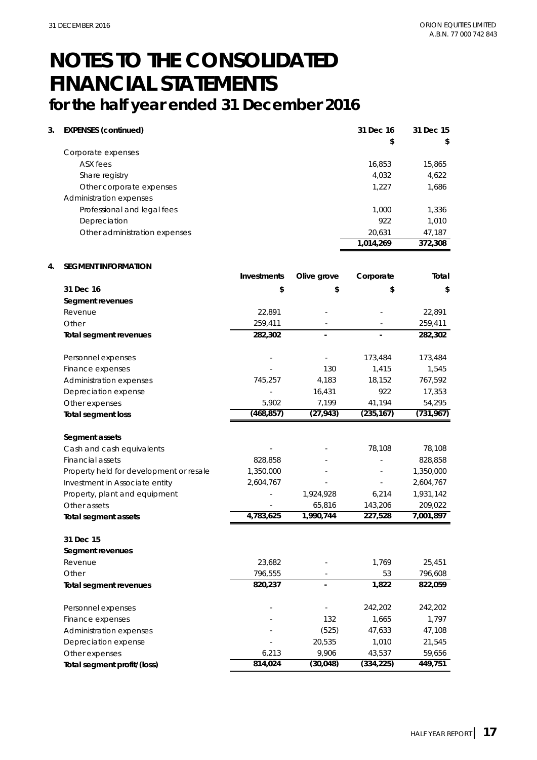# NOTES TO THE CONSOLIDATED FINANCIAL STATEMENTS

## for the half year ended 31 December 2016

**3. EXPENSES (continued)**

| | 31 Dec 16 | 31 Dec 15 |
|---|---|---|
| | $ | $ |
| Corporate expenses | | |
| ASX fees | 16,853 | 15,865 |
| Share registry | 4,032 | 4,622 |
| Other corporate expenses | 1,227 | 1,686 |
| Administration expenses | | |
| Professional and legal fees | 1,000 | 1,336 |
| Depreciation | 922 | 1,010 |
| Other administration expenses | 20,631 | 47,187 |
| | 1,014,269 | 372,308 |

**4. SEGMENT INFORMATION**

| | Investments | Olive grove | Corporate | Total |
|---|---|---|---|---|
| **31 Dec 16** | **$** | **$** | **$** | **$** |
| **Segment revenues** | | | | |
| Revenue | 22,891 | - | - | 22,891 |
| Other | 259,411 | - | - | 259,411 |
| **Total segment revenues** | **282,302** | **-** | **-** | **282,302** |
| | | | | |
| Personnel expenses | - | - | 173,484 | 173,484 |
| Finance expenses | - | 130 | 1,415 | 1,545 |
| Administration expenses | 745,257 | 4,183 | 18,152 | 767,592 |
| Depreciation expense | - | 16,431 | 922 | 17,353 |
| Other expenses | 5,902 | 7,199 | 41,194 | 54,295 |
| **Total segment loss** | **(468,857)** | **(27,943)** | **(235,167)** | **(731,967)** |
| | | | | |
| **Segment assets** | | | | |
| Cash and cash equivalents | - | - | 78,108 | 78,108 |
| Financial assets | 828,858 | - | - | 828,858 |
| Property held for development or resale | 1,350,000 | - | - | 1,350,000 |
| Investment in Associate entity | 2,604,767 | - | - | 2,604,767 |
| Property, plant and equipment | - | 1,924,928 | 6,214 | 1,931,142 |
| Other assets | - | 65,816 | 143,206 | 209,022 |
| **Total segment assets** | **4,783,625** | **1,990,744** | **227,528** | **7,001,897** |
| | | | | |
| **31 Dec 15** | | | | |
| **Segment revenues** | | | | |
| Revenue | 23,682 | - | 1,769 | 25,451 |
| Other | 796,555 | - | 53 | 796,608 |
| **Total segment revenues** | **820,237** | **-** | **1,822** | **822,059** |
| | | | | |
| Personnel expenses | - | - | 242,202 | 242,202 |
| Finance expenses | - | 132 | 1,665 | 1,797 |
| Administration expenses | - | (525) | 47,633 | 47,108 |
| Depreciation expense | - | 20,535 | 1,010 | 21,545 |
| Other expenses | 6,213 | 9,906 | 43,537 | 59,656 |
| **Total segment profit/(loss)** | **814,024** | **(30,048)** | **(334,225)** | **449,751** |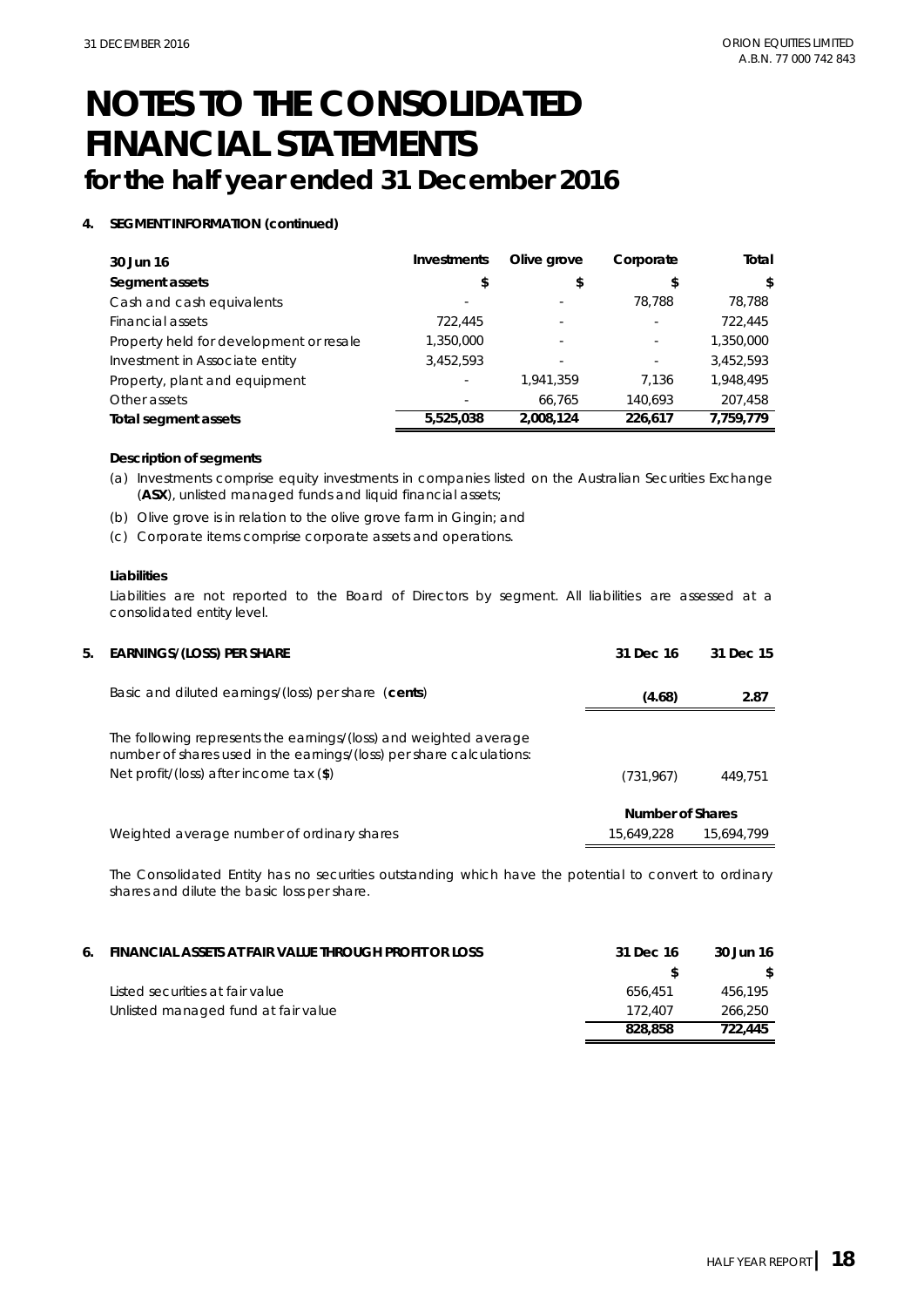# NOTES TO THE CONSOLIDATED FINANCIAL STATEMENTS

## for the half year ended 31 December 2016

**4. SEGMENT INFORMATION (continued)**

| 30 Jun 16 | Investments | Olive grove | Corporate | Total |
|---|---|---|---|---|
| **Segment assets** | **$** | **$** | **$** | **$** |
| Cash and cash equivalents | - | - | 78,788 | 78,788 |
| Financial assets | 722,445 | - | - | 722,445 |
| Property held for development or resale | 1,350,000 | - | - | 1,350,000 |
| Investment in Associate entity | 3,452,593 | - | - | 3,452,593 |
| Property, plant and equipment | - | 1,941,359 | 7,136 | 1,948,495 |
| Other assets | - | 66,765 | 140,693 | 207,458 |
| **Total segment assets** | **5,525,038** | **2,008,124** | **226,617** | **7,759,779** |

**Description of segments**

(a) Investments comprise equity investments in companies listed on the Australian Securities Exchange (**ASX**), unlisted managed funds and liquid financial assets;

(b) Olive grove is in relation to the olive grove farm in Gingin; and

(c) Corporate items comprise corporate assets and operations.

**Liabilities**

Liabilities are not reported to the Board of Directors by segment. All liabilities are assessed at a consolidated entity level.

**5. EARNINGS/(LOSS) PER SHARE**

| | 31 Dec 16 | 31 Dec 15 |
|---|---|---|
| Basic and diluted earnings/(loss) per share (**cents**) | **(4.68)** | **2.87** |
| The following represents the earnings/(loss) and weighted average number of shares used in the earnings/(loss) per share calculations: | | |
| Net profit/(loss) after income tax (**$**) | (731,967) | 449,751 |
| | **Number of Shares** | |
| Weighted average number of ordinary shares | 15,649,228 | 15,694,799 |

The Consolidated Entity has no securities outstanding which have the potential to convert to ordinary shares and dilute the basic loss per share.

**6. FINANCIAL ASSETS AT FAIR VALUE THROUGH PROFIT OR LOSS**

| | 31 Dec 16 | 30 Jun 16 |
|---|---|---|
| | **$** | **$** |
| Listed securities at fair value | 656,451 | 456,195 |
| Unlisted managed fund at fair value | 172,407 | 266,250 |
| | **828,858** | **722,445** |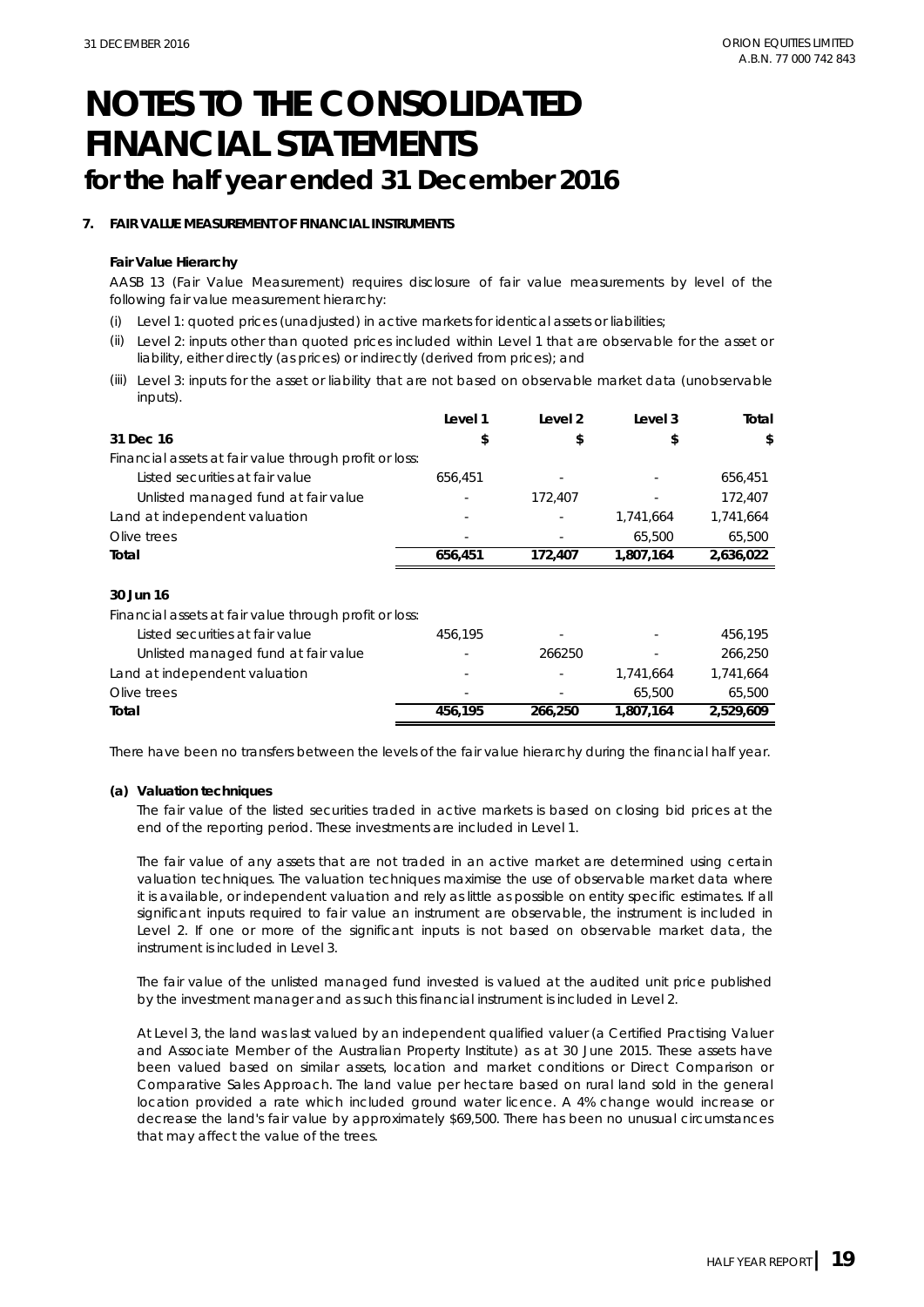# NOTES TO THE CONSOLIDATED FINANCIAL STATEMENTS

## for the half year ended 31 December 2016

### 7. FAIR VALUE MEASUREMENT OF FINANCIAL INSTRUMENTS

**Fair Value Hierarchy**

AASB 13 (Fair Value Measurement) requires disclosure of fair value measurements by level of the following fair value measurement hierarchy:

(i) Level 1: quoted prices (unadjusted) in active markets for identical assets or liabilities;

(ii) Level 2: inputs other than quoted prices included within Level 1 that are observable for the asset or liability, either directly (as prices) or indirectly (derived from prices); and

(iii) Level 3: inputs for the asset or liability that are not based on observable market data (unobservable inputs).

| | Level 1 | Level 2 | Level 3 | Total |
|---|---|---|---|---|
| **31 Dec 16** | **$** | **$** | **$** | **$** |
| Financial assets at fair value through profit or loss: | | | | |
| Listed securities at fair value | 656,451 | - | - | 656,451 |
| Unlisted managed fund at fair value | - | 172,407 | - | 172,407 |
| Land at independent valuation | - | - | 1,741,664 | 1,741,664 |
| Olive trees | - | - | 65,500 | 65,500 |
| **Total** | **656,451** | **172,407** | **1,807,164** | **2,636,022** |
| | | | | |
| **30 Jun 16** | | | | |
| Financial assets at fair value through profit or loss: | | | | |
| Listed securities at fair value | 456,195 | - | - | 456,195 |
| Unlisted managed fund at fair value | - | 266250 | - | 266,250 |
| Land at independent valuation | - | - | 1,741,664 | 1,741,664 |
| Olive trees | - | - | 65,500 | 65,500 |
| **Total** | **456,195** | **266,250** | **1,807,164** | **2,529,609** |

There have been no transfers between the levels of the fair value hierarchy during the financial half year.

**(a) Valuation techniques**

The fair value of the listed securities traded in active markets is based on closing bid prices at the end of the reporting period. These investments are included in Level 1.

The fair value of any assets that are not traded in an active market are determined using certain valuation techniques. The valuation techniques maximise the use of observable market data where it is available, or independent valuation and rely as little as possible on entity specific estimates. If all significant inputs required to fair value an instrument are observable, the instrument is included in Level 2. If one or more of the significant inputs is not based on observable market data, the instrument is included in Level 3.

The fair value of the unlisted managed fund invested is valued at the audited unit price published by the investment manager and as such this financial instrument is included in Level 2.

At Level 3, the land was last valued by an independent qualified valuer (a Certified Practising Valuer and Associate Member of the Australian Property Institute) as at 30 June 2015. These assets have been valued based on similar assets, location and market conditions or Direct Comparison or Comparative Sales Approach. The land value per hectare based on rural land sold in the general location provided a rate which included ground water licence. A 4% change would increase or decrease the land's fair value by approximately $69,500. There has been no unusual circumstances that may affect the value of the trees.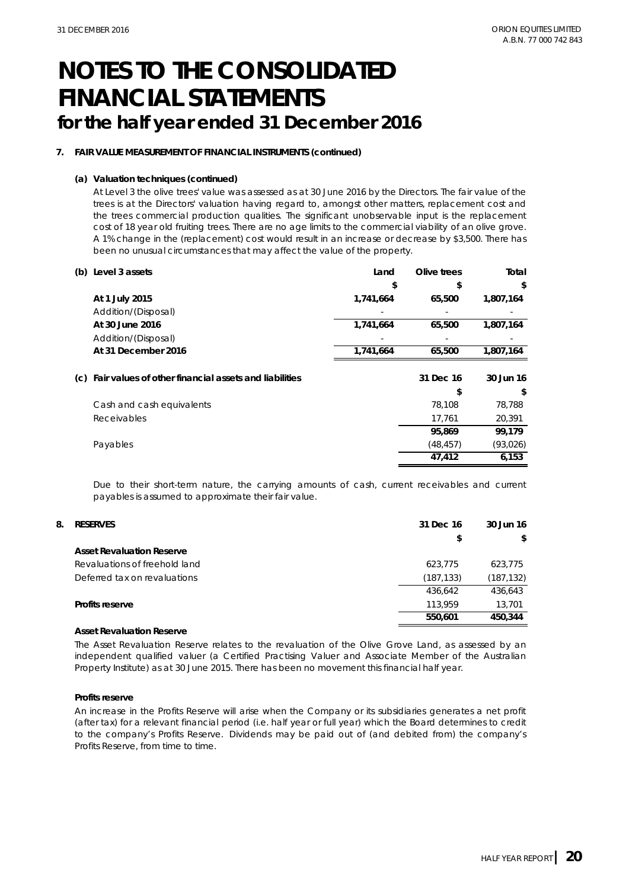# NOTES TO THE CONSOLIDATED FINANCIAL STATEMENTS

## for the half year ended 31 December 2016

**7. FAIR VALUE MEASUREMENT OF FINANCIAL INSTRUMENTS (continued)**

**(a) Valuation techniques (continued)**

At Level 3 the olive trees' value was assessed as at 30 June 2016 by the Directors. The fair value of the trees is at the Directors' valuation having regard to, amongst other matters, replacement cost and the trees commercial production qualities. The significant unobservable input is the replacement cost of 18 year old fruiting trees. There are no age limits to the commercial viability of an olive grove. A 1% change in the (replacement) cost would result in an increase or decrease by $3,500. There has been no unusual circumstances that may affect the value of the property.

| **(b) Level 3 assets** | **Land** | **Olive trees** | **Total** |
|---|---|---|---|
| | **$** | **$** | **$** |
| **At 1 July 2015** | **1,741,664** | **65,500** | **1,807,164** |
| Addition/(Disposal) | - | - | - |
| **At 30 June 2016** | **1,741,664** | **65,500** | **1,807,164** |
| Addition/(Disposal) | - | - | - |
| **At 31 December 2016** | **1,741,664** | **65,500** | **1,807,164** |

| **(c) Fair values of other financial assets and liabilities** | **31 Dec 16** | **30 Jun 16** |
|---|---|---|
| | **$** | **$** |
| Cash and cash equivalents | 78,108 | 78,788 |
| Receivables | 17,761 | 20,391 |
| | **95,869** | **99,179** |
| Payables | (48,457) | (93,026) |
| | **47,412** | **6,153** |

Due to their short-term nature, the carrying amounts of cash, current receivables and current payables is assumed to approximate their fair value.

| **8. RESERVES** | **31 Dec 16** | **30 Jun 16** |
|---|---|---|
| | **$** | **$** |
| **Asset Revaluation Reserve** | | |
| Revaluations of freehold land | 623,775 | 623,775 |
| Deferred tax on revaluations | (187,133) | (187,132) |
| | 436,642 | 436,643 |
| **Profits reserve** | 113,959 | 13,701 |
| | **550,601** | **450,344** |

**Asset Revaluation Reserve**

The Asset Revaluation Reserve relates to the revaluation of the Olive Grove Land, as assessed by an independent qualified valuer (a Certified Practising Valuer and Associate Member of the Australian Property Institute) as at 30 June 2015. There has been no movement this financial half year.

**Profits reserve**

An increase in the Profits Reserve will arise when the Company or its subsidiaries generates a net profit (after tax) for a relevant financial period (i.e. half year or full year) which the Board determines to credit to the company's Profits Reserve. Dividends may be paid out of (and debited from) the company's Profits Reserve, from time to time.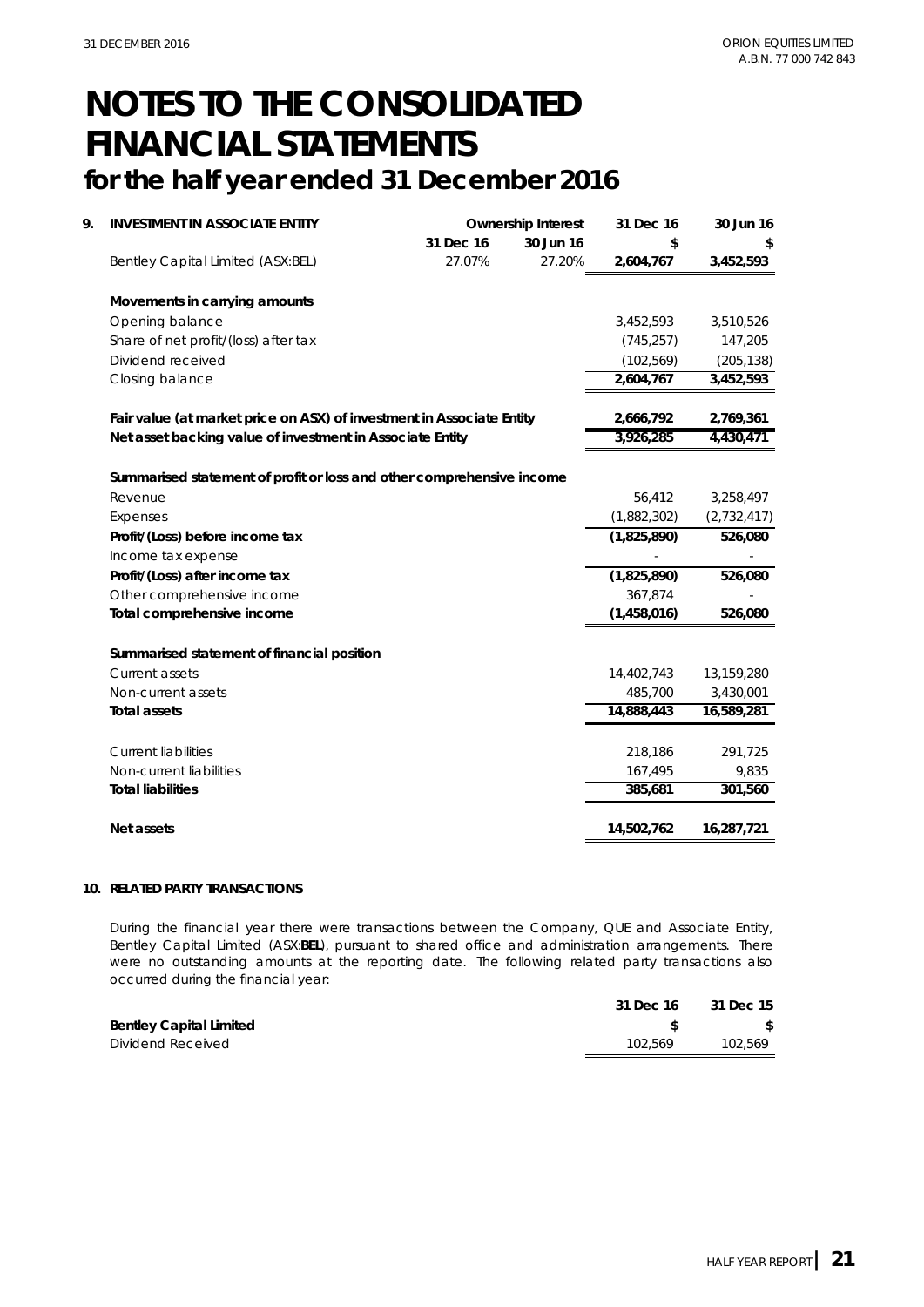# NOTES TO THE CONSOLIDATED FINANCIAL STATEMENTS
## for the half year ended 31 December 2016

**9. INVESTMENT IN ASSOCIATE ENTITY**

| | Ownership Interest | | 31 Dec 16 | 30 Jun 16 |
|---|---|---|---|---|
| | 31 Dec 16 | 30 Jun 16 | $ | $ |
| Bentley Capital Limited (ASX:BEL) | 27.07% | 27.20% | **2,604,767** | **3,452,593** |
| **Movements in carrying amounts** | | | | |
| Opening balance | | | 3,452,593 | 3,510,526 |
| Share of net profit/(loss) after tax | | | (745,257) | 147,205 |
| Dividend received | | | (102,569) | (205,138) |
| Closing balance | | | **2,604,767** | **3,452,593** |
| **Fair value (at market price on ASX) of investment in Associate Entity** | | | **2,666,792** | **2,769,361** |
| **Net asset backing value of investment in Associate Entity** | | | **3,926,285** | **4,430,471** |
| **Summarised statement of profit or loss and other comprehensive income** | | | | |
| Revenue | | | 56,412 | 3,258,497 |
| Expenses | | | (1,882,302) | (2,732,417) |
| **Profit/(Loss) before income tax** | | | **(1,825,890)** | **526,080** |
| Income tax expense | | | - | - |
| **Profit/(Loss) after income tax** | | | **(1,825,890)** | **526,080** |
| Other comprehensive income | | | 367,874 | - |
| **Total comprehensive income** | | | **(1,458,016)** | **526,080** |
| **Summarised statement of financial position** | | | | |
| Current assets | | | 14,402,743 | 13,159,280 |
| Non-current assets | | | 485,700 | 3,430,001 |
| **Total assets** | | | **14,888,443** | **16,589,281** |
| Current liabilities | | | 218,186 | 291,725 |
| Non-current liabilities | | | 167,495 | 9,835 |
| **Total liabilities** | | | **385,681** | **301,560** |
| **Net assets** | | | **14,502,762** | **16,287,721** |

**10. RELATED PARTY TRANSACTIONS**

During the financial year there were transactions between the Company, QUE and Associate Entity, Bentley Capital Limited (ASX:**BEL**), pursuant to shared office and administration arrangements. There were no outstanding amounts at the reporting date. The following related party transactions also occurred during the financial year:

| | 31 Dec 16 | 31 Dec 15 |
|---|---|---|
| **Bentley Capital Limited** | $ | $ |
| Dividend Received | 102,569 | 102,569 |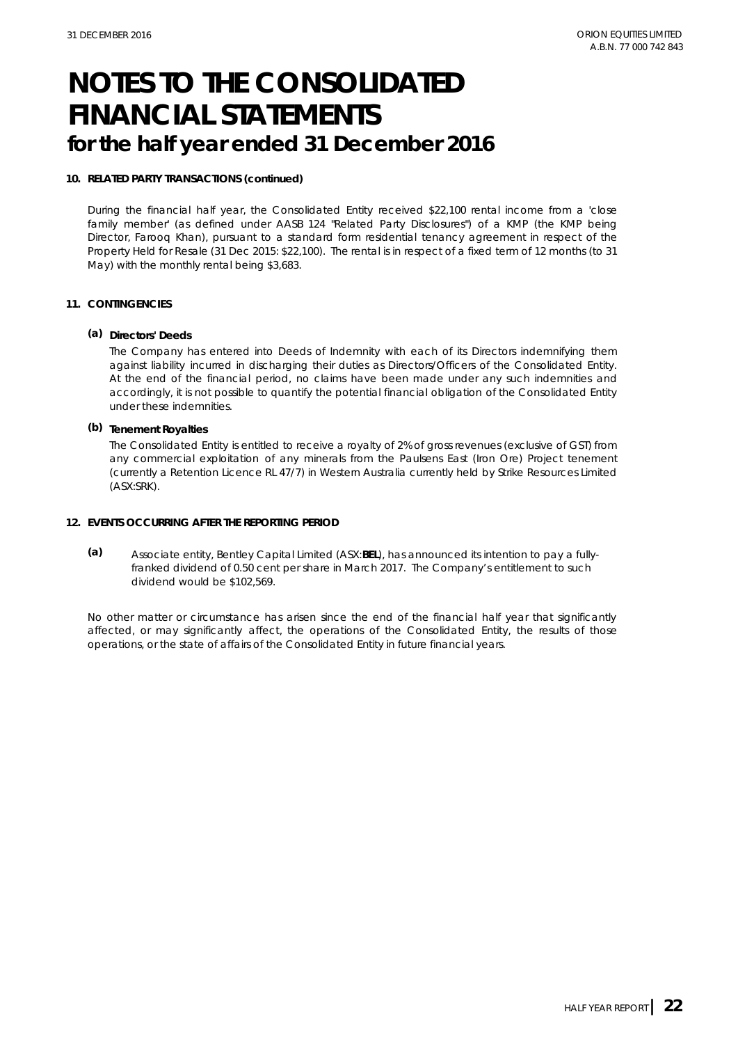# NOTES TO THE CONSOLIDATED FINANCIAL STATEMENTS
## for the half year ended 31 December 2016

**10. RELATED PARTY TRANSACTIONS (continued)**

During the financial half year, the Consolidated Entity received $22,100 rental income from a 'close family member' (as defined under AASB 124 "Related Party Disclosures") of a KMP (the KMP being Director, Farooq Khan), pursuant to a standard form residential tenancy agreement in respect of the Property Held for Resale (31 Dec 2015: $22,100). The rental is in respect of a fixed term of 12 months (to 31 May) with the monthly rental being $3,683.

**11. CONTINGENCIES**

**(a) Directors' Deeds**

The Company has entered into Deeds of Indemnity with each of its Directors indemnifying them against liability incurred in discharging their duties as Directors/Officers of the Consolidated Entity. At the end of the financial period, no claims have been made under any such indemnities and accordingly, it is not possible to quantify the potential financial obligation of the Consolidated Entity under these indemnities.

**(b) Tenement Royalties**

The Consolidated Entity is entitled to receive a royalty of 2% of gross revenues (exclusive of GST) from any commercial exploitation of any minerals from the Paulsens East (Iron Ore) Project tenement (currently a Retention Licence RL 47/7) in Western Australia currently held by Strike Resources Limited (ASX:SRK).

**12. EVENTS OCCURRING AFTER THE REPORTING PERIOD**

**(a)** Associate entity, Bentley Capital Limited (ASX:**BEL**), has announced its intention to pay a fully-franked dividend of 0.50 cent per share in March 2017. The Company's entitlement to such dividend would be $102,569.

No other matter or circumstance has arisen since the end of the financial half year that significantly affected, or may significantly affect, the operations of the Consolidated Entity, the results of those operations, or the state of affairs of the Consolidated Entity in future financial years.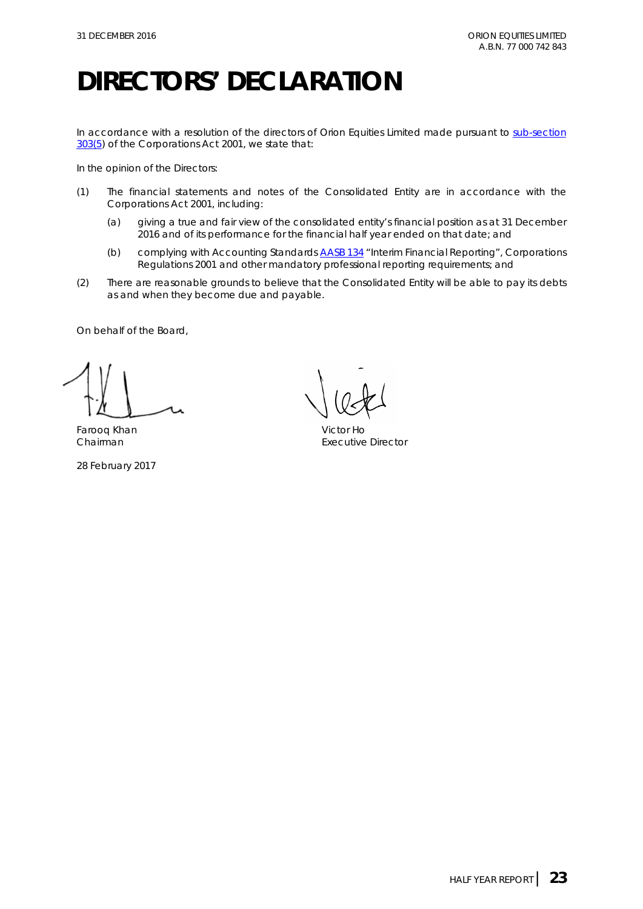# DIRECTORS' DECLARATION

In accordance with a resolution of the directors of Orion Equities Limited made pursuant to sub-section 303(5) of the Corporations Act 2001, we state that:

In the opinion of the Directors:

(1) The financial statements and notes of the Consolidated Entity are in accordance with the Corporations Act 2001, including:

  (a) giving a true and fair view of the consolidated entity's financial position as at 31 December 2016 and of its performance for the financial half year ended on that date; and

  (b) complying with Accounting Standards AASB 134 "Interim Financial Reporting", Corporations Regulations 2001 and other mandatory professional reporting requirements; and

(2) There are reasonable grounds to believe that the Consolidated Entity will be able to pay its debts as and when they become due and payable.

On behalf of the Board,

Farooq Khan
Chairman

Victor Ho
Executive Director

28 February 2017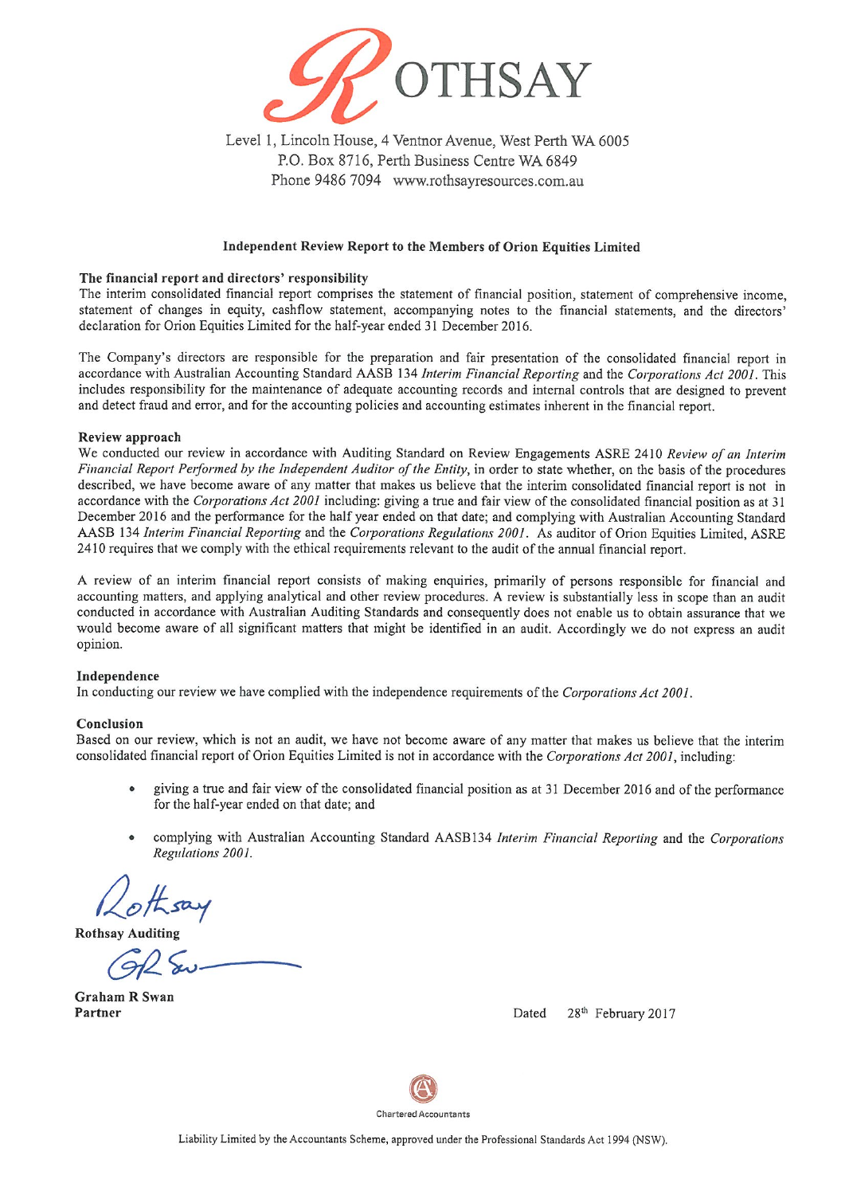# ROTHSAY

Level 1, Lincoln House, 4 Ventnor Avenue, West Perth WA 6005
P.O. Box 8716, Perth Business Centre WA 6849
Phone 9486 7094 www.rothsayresources.com.au

## Independent Review Report to the Members of Orion Equities Limited

### The financial report and directors' responsibility

The interim consolidated financial report comprises the statement of financial position, statement of comprehensive income, statement of changes in equity, cashflow statement, accompanying notes to the financial statements, and the directors' declaration for Orion Equities Limited for the half-year ended 31 December 2016.

The Company's directors are responsible for the preparation and fair presentation of the consolidated financial report in accordance with Australian Accounting Standard AASB 134 *Interim Financial Reporting* and the *Corporations Act 2001*. This includes responsibility for the maintenance of adequate accounting records and internal controls that are designed to prevent and detect fraud and error, and for the accounting policies and accounting estimates inherent in the financial report.

### Review approach

We conducted our review in accordance with Auditing Standard on Review Engagements ASRE 2410 *Review of an Interim Financial Report Performed by the Independent Auditor of the Entity*, in order to state whether, on the basis of the procedures described, we have become aware of any matter that makes us believe that the interim consolidated financial report is not in accordance with the *Corporations Act 2001* including: giving a true and fair view of the consolidated financial position as at 31 December 2016 and the performance for the half year ended on that date; and complying with Australian Accounting Standard AASB 134 *Interim Financial Reporting* and the *Corporations Regulations 2001*. As auditor of Orion Equities Limited, ASRE 2410 requires that we comply with the ethical requirements relevant to the audit of the annual financial report.

A review of an interim financial report consists of making enquiries, primarily of persons responsible for financial and accounting matters, and applying analytical and other review procedures. A review is substantially less in scope than an audit conducted in accordance with Australian Auditing Standards and consequently does not enable us to obtain assurance that we would become aware of all significant matters that might be identified in an audit. Accordingly we do not express an audit opinion.

### Independence

In conducting our review we have complied with the independence requirements of the *Corporations Act 2001*.

### Conclusion

Based on our review, which is not an audit, we have not become aware of any matter that makes us believe that the interim consolidated financial report of Orion Equities Limited is not in accordance with the *Corporations Act 2001*, including:

- giving a true and fair view of the consolidated financial position as at 31 December 2016 and of the performance for the half-year ended on that date; and
- complying with Australian Accounting Standard AASB134 *Interim Financial Reporting* and the *Corporations Regulations 2001*.

Rothsay

**Rothsay Auditing**

**Graham R Swan**
**Partner**

Dated 28th February 2017

Chartered Accountants

Liability Limited by the Accountants Scheme, approved under the Professional Standards Act 1994 (NSW).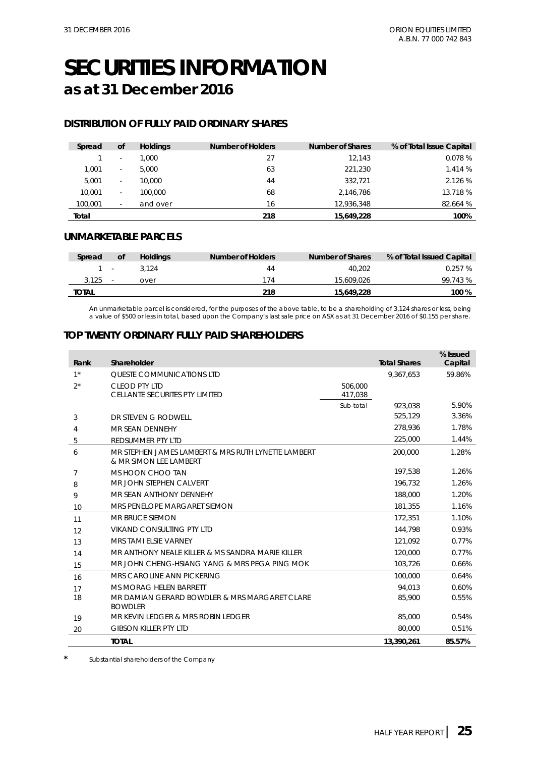# SECURITIES INFORMATION

## as at 31 December 2016

### DISTRIBUTION OF FULLY PAID ORDINARY SHARES

| Spread | of | Holdings | Number of Holders | Number of Shares | % of Total Issue Capital |
|---|---|---|---|---|---|
| 1 | - | 1,000 | 27 | 12,143 | 0.078 % |
| 1,001 | - | 5,000 | 63 | 221,230 | 1.414 % |
| 5,001 | - | 10,000 | 44 | 332,721 | 2.126 % |
| 10,001 | - | 100,000 | 68 | 2,146,786 | 13.718 % |
| 100,001 | - | and over | 16 | 12,936,348 | 82.664 % |
| **Total** | | | **218** | **15,649,228** | **100%** |

### UNMARKETABLE PARCELS

| Spread | of | Holdings | Number of Holders | Number of Shares | % of Total Issued Capital |
|---|---|---|---|---|---|
| 1 | - | 3,124 | 44 | 40,202 | 0.257 % |
| 3,125 | - | over | 174 | 15,609,026 | 99.743 % |
| **TOTAL** | | | **218** | **15,649,228** | **100 %** |

*An unmarketable parcel is considered, for the purposes of the above table, to be a shareholding of 3,124 shares or less, being a value of $500 or less in total, based upon the Company's last sale price on ASX as at 31 December 2016 of $0.155 per share.*

### TOP TWENTY ORDINARY FULLY PAID SHAREHOLDERS

| Rank | Shareholder | | Total Shares | % Issued Capital |
|---|---|---|---|---|
| 1* | QUESTE COMMUNICATIONS LTD | | 9,367,653 | 59.86% |
| 2* | CLEOD PTY LTD | 506,000 | | |
| | CELLANTE SECURITES PTY LIMITED | 417,038 | | |
| | | Sub-total | 923,038 | 5.90% |
| 3 | DR STEVEN G RODWELL | | 525,129 | 3.36% |
| 4 | MR SEAN DENNEHY | | 278,936 | 1.78% |
| 5 | REDSUMMER PTY LTD | | 225,000 | 1.44% |
| 6 | MR STEPHEN JAMES LAMBERT & MRS RUTH LYNETTE LAMBERT & MR SIMON LEE LAMBERT | | 200,000 | 1.28% |
| 7 | MS HOON CHOO TAN | | 197,538 | 1.26% |
| 8 | MR JOHN STEPHEN CALVERT | | 196,732 | 1.26% |
| 9 | MR SEAN ANTHONY DENNEHY | | 188,000 | 1.20% |
| 10 | MRS PENELOPE MARGARET SIEMON | | 181,355 | 1.16% |
| 11 | MR BRUCE SIEMON | | 172,351 | 1.10% |
| 12 | VIKAND CONSULTING PTY LTD | | 144,798 | 0.93% |
| 13 | MRS TAMI ELSIE VARNEY | | 121,092 | 0.77% |
| 14 | MR ANTHONY NEALE KILLER & MS SANDRA MARIE KILLER | | 120,000 | 0.77% |
| 15 | MR JOHN CHENG-HSIANG YANG & MRS PEGA PING MOK | | 103,726 | 0.66% |
| 16 | MRS CAROLINE ANN PICKERING | | 100,000 | 0.64% |
| 17 | MS MORAG HELEN BARRETT | | 94,013 | 0.60% |
| 18 | MR DAMIAN GERARD BOWDLER & MRS MARGARET CLARE BOWDLER | | 85,900 | 0.55% |
| 19 | MR KEVIN LEDGER & MRS ROBIN LEDGER | | 85,000 | 0.54% |
| 20 | GIBSON KILLER PTY LTD | | 80,000 | 0.51% |
| | **TOTAL** | | **13,390,261** | **85.57%** |

**\*** Substantial shareholders of the Company